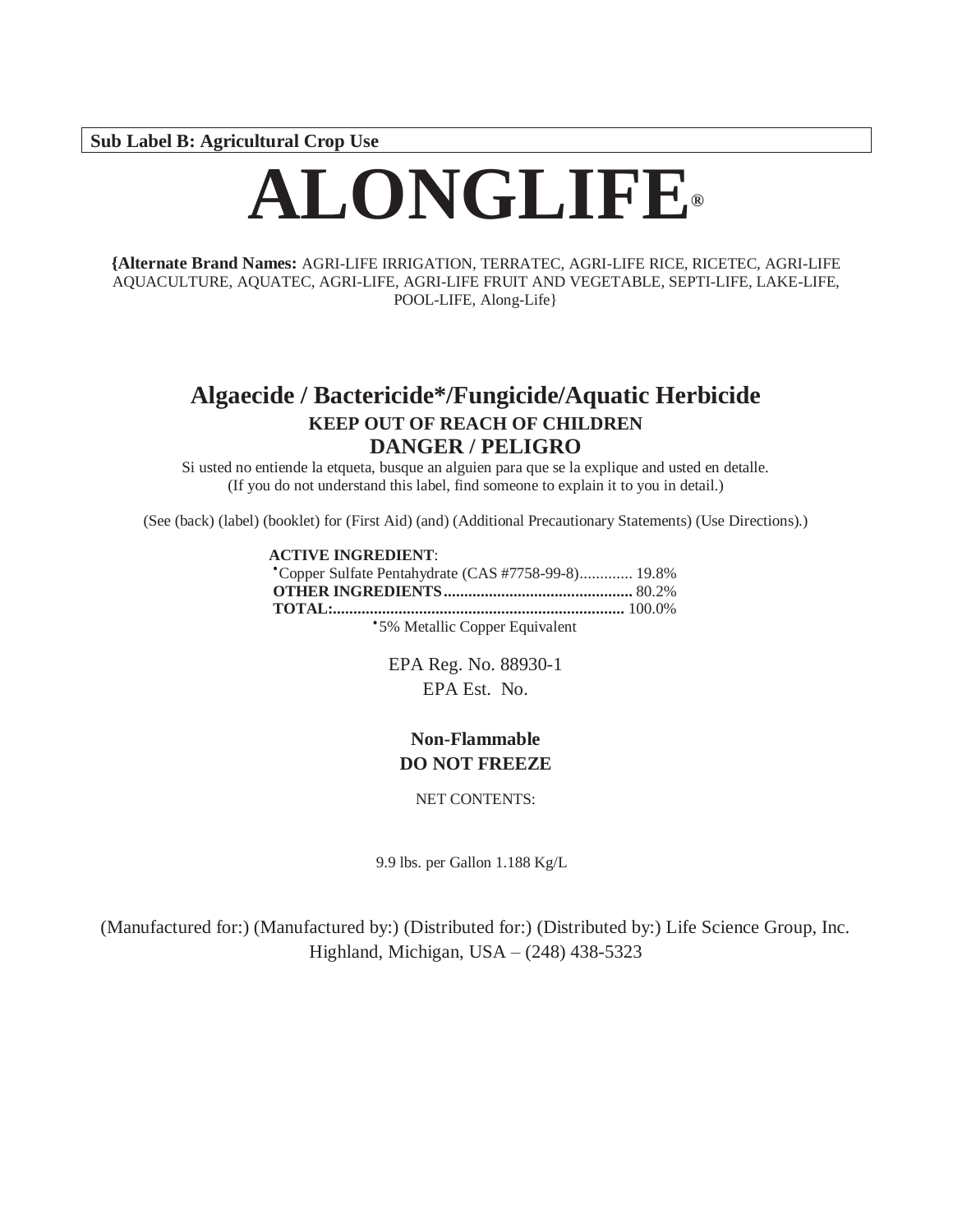**Sub Label B: Agricultural Crop Use**

# ALONGLIFE®

**{Alternate Brand Names:** AGRI-LIFE IRRIGATION, TERRATEC, AGRI-LIFE RICE, RICETEC, AGRI-LIFE AQUACULTURE, AQUATEC, AGRI-LIFE, AGRI-LIFE FRUIT AND VEGETABLE, SEPTI-LIFE, LAKE-LIFE, POOL-LIFE, Along-Life}

## Algaecide / Bactericide*/Fungicide/Aquatic Herbicide

**KEEP OUT OF REACH OF CHILDREN**

**DANGER / PELIGRO**

Si usted no entiende la etiqueta, busque an alguien para que se la explique and usted en detalle.
(If you do not understand this label, find someone to explain it to you in detail.)

(See (back) (label) (booklet) for (First Aid) (and) (Additional Precautionary Statements) (Use Directions).)

**ACTIVE INGREDIENT**:
•Copper Sulfate Pentahydrate (CAS #7758-99-8)............. 19.8%
**OTHER INGREDIENTS**.............................................. 80.2%
**TOTAL:**....................................................................... 100.0%
•5% Metallic Copper Equivalent

EPA Reg. No. 88930-1
EPA Est. No.

**Non-Flammable**
**DO NOT FREEZE**

NET CONTENTS:

9.9 lbs. per Gallon 1.188 Kg/L

(Manufactured for:) (Manufactured by:) (Distributed for:) (Distributed by:) Life Science Group, Inc.
Highland, Michigan, USA – (248) 438-5323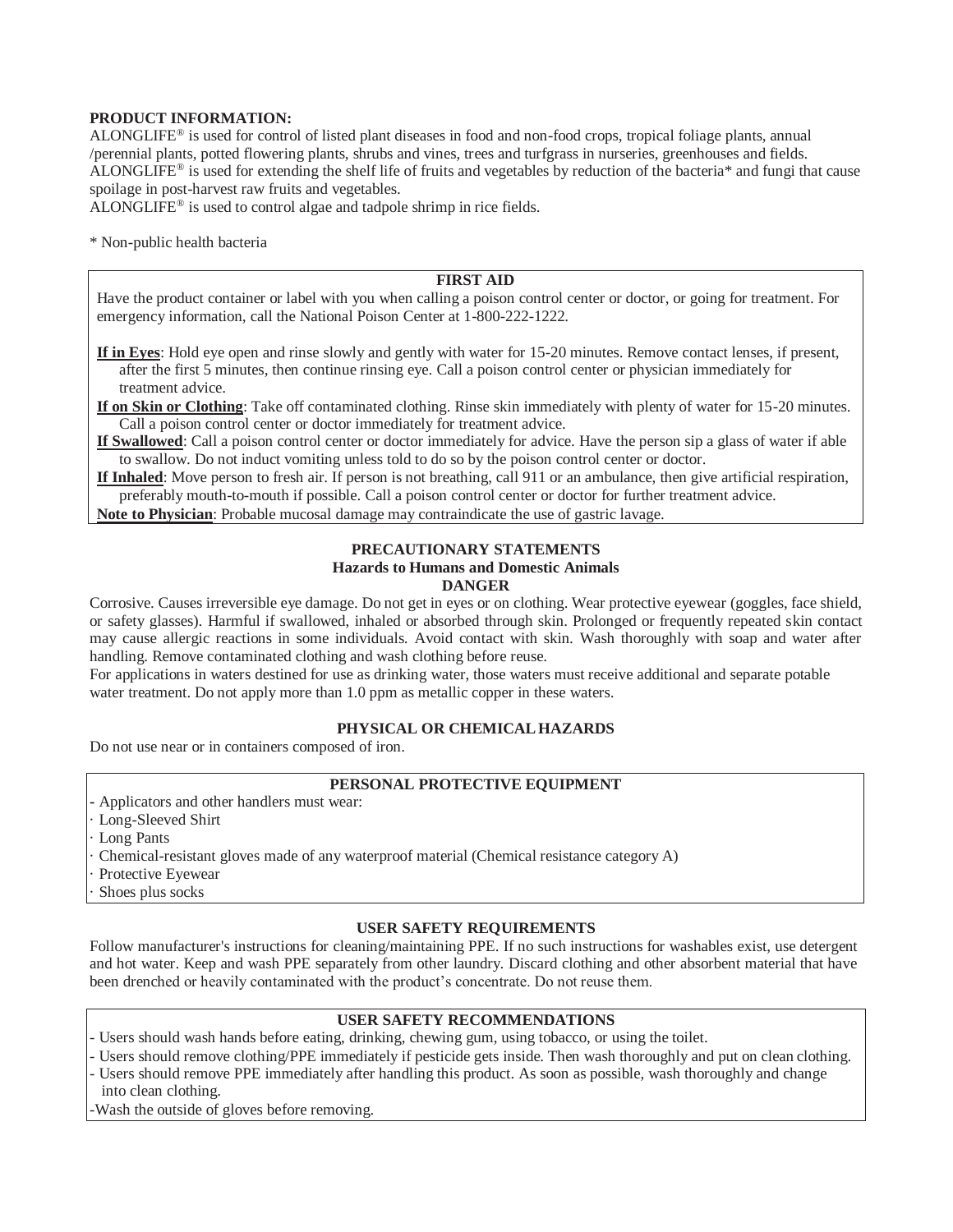**PRODUCT INFORMATION:**

ALONGLIFE® is used for control of listed plant diseases in food and non-food crops, tropical foliage plants, annual /perennial plants, potted flowering plants, shrubs and vines, trees and turfgrass in nurseries, greenhouses and fields. ALONGLIFE® is used for extending the shelf life of fruits and vegetables by reduction of the bacteria* and fungi that cause spoilage in post-harvest raw fruits and vegetables.

ALONGLIFE® is used to control algae and tadpole shrimp in rice fields.

* Non-public health bacteria

**FIRST AID**

Have the product container or label with you when calling a poison control center or doctor, or going for treatment. For emergency information, call the National Poison Center at 1-800-222-1222.

**If in Eyes**: Hold eye open and rinse slowly and gently with water for 15-20 minutes. Remove contact lenses, if present, after the first 5 minutes, then continue rinsing eye. Call a poison control center or physician immediately for treatment advice.

**If on Skin or Clothing**: Take off contaminated clothing. Rinse skin immediately with plenty of water for 15-20 minutes. Call a poison control center or doctor immediately for treatment advice.

**If Swallowed**: Call a poison control center or doctor immediately for advice. Have the person sip a glass of water if able to swallow. Do not induct vomiting unless told to do so by the poison control center or doctor.

**If Inhaled**: Move person to fresh air. If person is not breathing, call 911 or an ambulance, then give artificial respiration, preferably mouth-to-mouth if possible. Call a poison control center or doctor for further treatment advice.

**Note to Physician**: Probable mucosal damage may contraindicate the use of gastric lavage.

## PRECAUTIONARY STATEMENTS

### Hazards to Humans and Domestic Animals

**DANGER**

Corrosive. Causes irreversible eye damage. Do not get in eyes or on clothing. Wear protective eyewear (goggles, face shield, or safety glasses). Harmful if swallowed, inhaled or absorbed through skin. Prolonged or frequently repeated skin contact may cause allergic reactions in some individuals. Avoid contact with skin. Wash thoroughly with soap and water after handling. Remove contaminated clothing and wash clothing before reuse.

For applications in waters destined for use as drinking water, those waters must receive additional and separate potable water treatment. Do not apply more than 1.0 ppm as metallic copper in these waters.

## PHYSICAL OR CHEMICAL HAZARDS

Do not use near or in containers composed of iron.

**PERSONAL PROTECTIVE EQUIPMENT**

- Applicators and other handlers must wear:
- · Long-Sleeved Shirt
- · Long Pants
- · Chemical-resistant gloves made of any waterproof material (Chemical resistance category A)
- · Protective Eyewear
- · Shoes plus socks

## USER SAFETY REQUIREMENTS

Follow manufacturer's instructions for cleaning/maintaining PPE. If no such instructions for washables exist, use detergent and hot water. Keep and wash PPE separately from other laundry. Discard clothing and other absorbent material that have been drenched or heavily contaminated with the product's concentrate. Do not reuse them.

**USER SAFETY RECOMMENDATIONS**

- Users should wash hands before eating, drinking, chewing gum, using tobacco, or using the toilet.
- Users should remove clothing/PPE immediately if pesticide gets inside. Then wash thoroughly and put on clean clothing.
- Users should remove PPE immediately after handling this product. As soon as possible, wash thoroughly and change into clean clothing.
- Wash the outside of gloves before removing.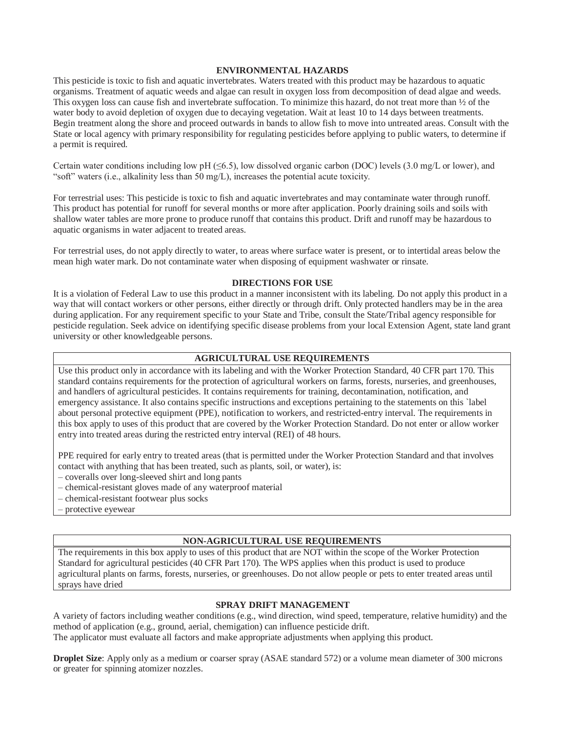## ENVIRONMENTAL HAZARDS

This pesticide is toxic to fish and aquatic invertebrates. Waters treated with this product may be hazardous to aquatic organisms. Treatment of aquatic weeds and algae can result in oxygen loss from decomposition of dead algae and weeds. This oxygen loss can cause fish and invertebrate suffocation. To minimize this hazard, do not treat more than ½ of the water body to avoid depletion of oxygen due to decaying vegetation. Wait at least 10 to 14 days between treatments. Begin treatment along the shore and proceed outwards in bands to allow fish to move into untreated areas. Consult with the State or local agency with primary responsibility for regulating pesticides before applying to public waters, to determine if a permit is required.

Certain water conditions including low pH (≤6.5), low dissolved organic carbon (DOC) levels (3.0 mg/L or lower), and "soft" waters (i.e., alkalinity less than 50 mg/L), increases the potential acute toxicity.

For terrestrial uses: This pesticide is toxic to fish and aquatic invertebrates and may contaminate water through runoff. This product has potential for runoff for several months or more after application. Poorly draining soils and soils with shallow water tables are more prone to produce runoff that contains this product. Drift and runoff may be hazardous to aquatic organisms in water adjacent to treated areas.

For terrestrial uses, do not apply directly to water, to areas where surface water is present, or to intertidal areas below the mean high water mark. Do not contaminate water when disposing of equipment washwater or rinsate.

## DIRECTIONS FOR USE

It is a violation of Federal Law to use this product in a manner inconsistent with its labeling. Do not apply this product in a way that will contact workers or other persons, either directly or through drift. Only protected handlers may be in the area during application. For any requirement specific to your State and Tribe, consult the State/Tribal agency responsible for pesticide regulation. Seek advice on identifying specific disease problems from your local Extension Agent, state land grant university or other knowledgeable persons.

### AGRICULTURAL USE REQUIREMENTS

Use this product only in accordance with its labeling and with the Worker Protection Standard, 40 CFR part 170. This standard contains requirements for the protection of agricultural workers on farms, forests, nurseries, and greenhouses, and handlers of agricultural pesticides. It contains requirements for training, decontamination, notification, and emergency assistance. It also contains specific instructions and exceptions pertaining to the statements on this `label about personal protective equipment (PPE), notification to workers, and restricted-entry interval. The requirements in this box apply to uses of this product that are covered by the Worker Protection Standard. Do not enter or allow worker entry into treated areas during the restricted entry interval (REI) of 48 hours.

PPE required for early entry to treated areas (that is permitted under the Worker Protection Standard and that involves contact with anything that has been treated, such as plants, soil, or water), is:

– coveralls over long-sleeved shirt and long pants
– chemical-resistant gloves made of any waterproof material
– chemical-resistant footwear plus socks
– protective eyewear

### NON-AGRICULTURAL USE REQUIREMENTS

The requirements in this box apply to uses of this product that are NOT within the scope of the Worker Protection Standard for agricultural pesticides (40 CFR Part 170). The WPS applies when this product is used to produce agricultural plants on farms, forests, nurseries, or greenhouses. Do not allow people or pets to enter treated areas until sprays have dried

### SPRAY DRIFT MANAGEMENT

A variety of factors including weather conditions (e.g., wind direction, wind speed, temperature, relative humidity) and the method of application (e.g., ground, aerial, chemigation) can influence pesticide drift.
The applicator must evaluate all factors and make appropriate adjustments when applying this product.

**Droplet Size**: Apply only as a medium or coarser spray (ASAE standard 572) or a volume mean diameter of 300 microns or greater for spinning atomizer nozzles.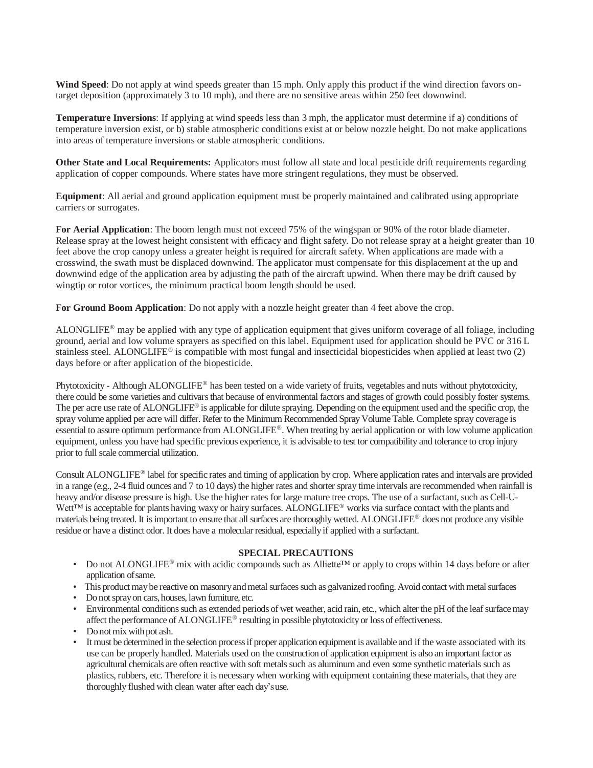**Wind Speed**: Do not apply at wind speeds greater than 15 mph. Only apply this product if the wind direction favors on-target deposition (approximately 3 to 10 mph), and there are no sensitive areas within 250 feet downwind.

**Temperature Inversions**: If applying at wind speeds less than 3 mph, the applicator must determine if a) conditions of temperature inversion exist, or b) stable atmospheric conditions exist at or below nozzle height. Do not make applications into areas of temperature inversions or stable atmospheric conditions.

**Other State and Local Requirements:** Applicators must follow all state and local pesticide drift requirements regarding application of copper compounds. Where states have more stringent regulations, they must be observed.

**Equipment**: All aerial and ground application equipment must be properly maintained and calibrated using appropriate carriers or surrogates.

**For Aerial Application**: The boom length must not exceed 75% of the wingspan or 90% of the rotor blade diameter. Release spray at the lowest height consistent with efficacy and flight safety. Do not release spray at a height greater than 10 feet above the crop canopy unless a greater height is required for aircraft safety. When applications are made with a crosswind, the swath must be displaced downwind. The applicator must compensate for this displacement at the up and downwind edge of the application area by adjusting the path of the aircraft upwind. When there may be drift caused by wingtip or rotor vortices, the minimum practical boom length should be used.

**For Ground Boom Application**: Do not apply with a nozzle height greater than 4 feet above the crop.

ALONGLIFE® may be applied with any type of application equipment that gives uniform coverage of all foliage, including ground, aerial and low volume sprayers as specified on this label. Equipment used for application should be PVC or 316 L stainless steel. ALONGLIFE® is compatible with most fungal and insecticidal biopesticides when applied at least two (2) days before or after application of the biopesticide.

Phytotoxicity - Although ALONGLIFE® has been tested on a wide variety of fruits, vegetables and nuts without phytotoxicity, there could be some varieties and cultivars that because of environmental factors and stages of growth could possibly foster systems. The per acre use rate of ALONGLIFE® is applicable for dilute spraying. Depending on the equipment used and the specific crop, the spray volume applied per acre will differ. Refer to the Minimum Recommended Spray Volume Table. Complete spray coverage is essential to assure optimum performance from ALONGLIFE®. When treating by aerial application or with low volume application equipment, unless you have had specific previous experience, it is advisable to test tor compatibility and tolerance to crop injury prior to full scale commercial utilization.

Consult ALONGLIFE® label for specific rates and timing of application by crop. Where application rates and intervals are provided in a range (e.g., 2-4 fluid ounces and 7 to 10 days) the higher rates and shorter spray time intervals are recommended when rainfall is heavy and/or disease pressure is high. Use the higher rates for large mature tree crops. The use of a surfactant, such as Cell-U-Wett™ is acceptable for plants having waxy or hairy surfaces. ALONGLIFE® works via surface contact with the plants and materials being treated. It is important to ensure that all surfaces are thoroughly wetted. ALONGLIFE® does not produce any visible residue or have a distinct odor. It does have a molecular residual, especially if applied with a surfactant.

**SPECIAL PRECAUTIONS**

- Do not ALONGLIFE® mix with acidic compounds such as Alliette™ or apply to crops within 14 days before or after application of same.
- This product may be reactive on masonry and metal surfaces such as galvanized roofing. Avoid contact with metal surfaces
- Do not spray on cars, houses, lawn furniture, etc.
- Environmental conditions such as extended periods of wet weather, acid rain, etc., which alter the pH of the leaf surface may affect the performance of ALONGLIFE® resulting in possible phytotoxicity or loss of effectiveness.
- Do not mix with pot ash.
- It must be determined in the selection process if proper application equipment is available and if the waste associated with its use can be properly handled. Materials used on the construction of application equipment is also an important factor as agricultural chemicals are often reactive with soft metals such as aluminum and even some synthetic materials such as plastics, rubbers, etc. Therefore it is necessary when working with equipment containing these materials, that they are thoroughly flushed with clean water after each day's use.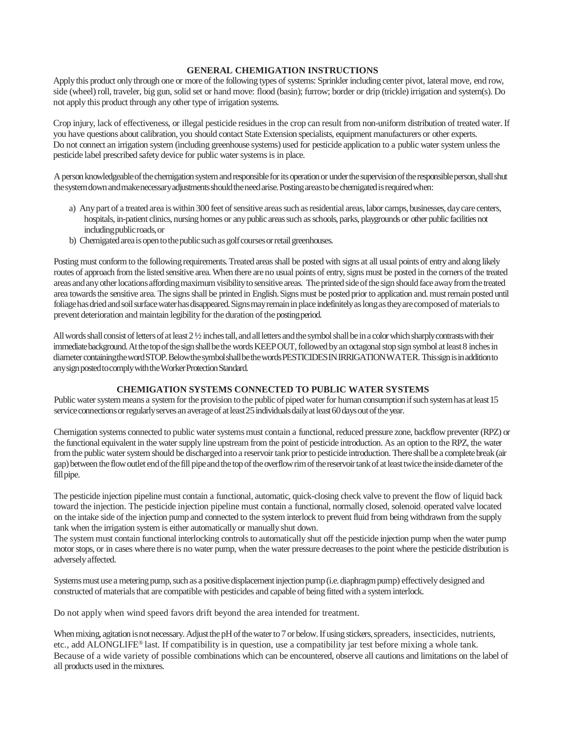## GENERAL CHEMIGATION INSTRUCTIONS

Apply this product only through one or more of the following types of systems: Sprinkler including center pivot, lateral move, end row, side (wheel) roll, traveler, big gun, solid set or hand move: flood (basin); furrow; border or drip (trickle) irrigation and system(s). Do not apply this product through any other type of irrigation systems.

Crop injury, lack of effectiveness, or illegal pesticide residues in the crop can result from non-uniform distribution of treated water. If you have questions about calibration, you should contact State Extension specialists, equipment manufacturers or other experts.
Do not connect an irrigation system (including greenhouse systems) used for pesticide application to a public water system unless the pesticide label prescribed safety device for public water systems is in place.

A person knowledgeable of the chemigation system and responsible for its operation or under the supervision of the responsible person, shall shut the system down and make necessary adjustments should the need arise. Posting areas to be chemigated is required when:

a) Any part of a treated area is within 300 feet of sensitive areas such as residential areas, labor camps, businesses, day care centers, hospitals, in-patient clinics, nursing homes or any public areas such as schools, parks, playgrounds or other public facilities not including public roads, or
b) Chemigated area is open to the public such as golf courses or retail greenhouses.

Posting must conform to the following requirements. Treated areas shall be posted with signs at all usual points of entry and along likely routes of approach from the listed sensitive area. When there are no usual points of entry, signs must be posted in the corners of the treated areas and any other locations affording maximum visibility to sensitive areas. The printed side of the sign should face away from the treated area towards the sensitive area. The signs shall be printed in English. Signs must be posted prior to application and. must remain posted until foliage has dried and soil surface water has disappeared. Signs may remain in place indefinitely as long as they are composed of materials to prevent deterioration and maintain legibility for the duration of the posting period.

All words shall consist of letters of at least 2 ½ inches tall, and all letters and the symbol shall be in a color which sharply contrasts with their immediate background. At the top of the sign shall be the words KEEP OUT, followed by an octagonal stop sign symbol at least 8 inches in diameter containing the word STOP. Below the symbol shall be the words PESTICIDES IN IRRIGATION WATER. This sign is in addition to any sign posted to comply with the Worker Protection Standard.

## CHEMIGATION SYSTEMS CONNECTED TO PUBLIC WATER SYSTEMS

Public water system means a system for the provision to the public of piped water for human consumption if such system has at least 15 service connections or regularly serves an average of at least 25 individuals daily at least 60 days out of the year.

Chemigation systems connected to public water systems must contain a functional, reduced pressure zone, backflow preventer (RPZ) or the functional equivalent in the water supply line upstream from the point of pesticide introduction. As an option to the RPZ, the water from the public water system should be discharged into a reservoir tank prior to pesticide introduction. There shall be a complete break (air gap) between the flow outlet end of the fill pipe and the top of the overflow rim of the reservoir tank of at least twice the inside diameter of the fill pipe.

The pesticide injection pipeline must contain a functional, automatic, quick-closing check valve to prevent the flow of liquid back toward the injection. The pesticide injection pipeline must contain a functional, normally closed, solenoid operated valve located on the intake side of the injection pump and connected to the system interlock to prevent fluid from being withdrawn from the supply tank when the irrigation system is either automatically or manually shut down.
The system must contain functional interlocking controls to automatically shut off the pesticide injection pump when the water pump motor stops, or in cases where there is no water pump, when the water pressure decreases to the point where the pesticide distribution is adversely affected.

Systems must use a metering pump, such as a positive displacement injection pump (i.e. diaphragm pump) effectively designed and constructed of materials that are compatible with pesticides and capable of being fitted with a system interlock.

Do not apply when wind speed favors drift beyond the area intended for treatment.

When mixing, agitation is not necessary. Adjust the pH of the water to 7 or below. If using stickers, spreaders, insecticides, nutrients, etc., add ALONGLIFE® last. If compatibility is in question, use a compatibility jar test before mixing a whole tank. Because of a wide variety of possible combinations which can be encountered, observe all cautions and limitations on the label of all products used in the mixtures.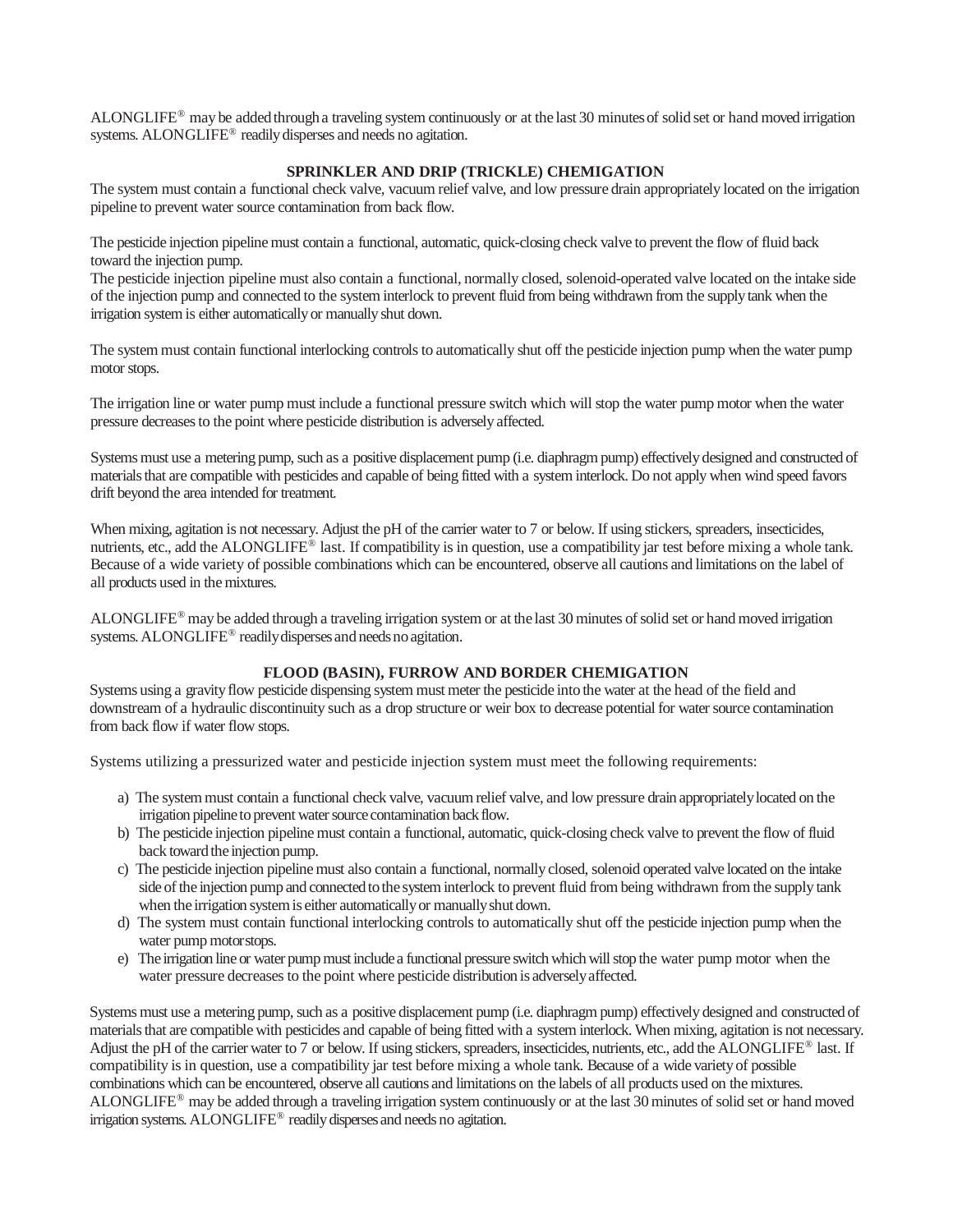ALONGLIFE® may be added through a traveling system continuously or at the last 30 minutes of solid set or hand moved irrigation systems. ALONGLIFE® readily disperses and needs no agitation.

### SPRINKLER AND DRIP (TRICKLE) CHEMIGATION

The system must contain a functional check valve, vacuum relief valve, and low pressure drain appropriately located on the irrigation pipeline to prevent water source contamination from back flow.

The pesticide injection pipeline must contain a functional, automatic, quick-closing check valve to prevent the flow of fluid back toward the injection pump.
The pesticide injection pipeline must also contain a functional, normally closed, solenoid-operated valve located on the intake side of the injection pump and connected to the system interlock to prevent fluid from being withdrawn from the supply tank when the irrigation system is either automatically or manually shut down.

The system must contain functional interlocking controls to automatically shut off the pesticide injection pump when the water pump motor stops.

The irrigation line or water pump must include a functional pressure switch which will stop the water pump motor when the water pressure decreases to the point where pesticide distribution is adversely affected.

Systems must use a metering pump, such as a positive displacement pump (i.e. diaphragm pump) effectively designed and constructed of materials that are compatible with pesticides and capable of being fitted with a system interlock. Do not apply when wind speed favors drift beyond the area intended for treatment.

When mixing, agitation is not necessary. Adjust the pH of the carrier water to 7 or below. If using stickers, spreaders, insecticides, nutrients, etc., add the ALONGLIFE® last. If compatibility is in question, use a compatibility jar test before mixing a whole tank. Because of a wide variety of possible combinations which can be encountered, observe all cautions and limitations on the label of all products used in the mixtures.

ALONGLIFE® may be added through a traveling irrigation system or at the last 30 minutes of solid set or hand moved irrigation systems. ALONGLIFE® readily disperses and needs no agitation.

### FLOOD (BASIN), FURROW AND BORDER CHEMIGATION

Systems using a gravity flow pesticide dispensing system must meter the pesticide into the water at the head of the field and downstream of a hydraulic discontinuity such as a drop structure or weir box to decrease potential for water source contamination from back flow if water flow stops.

Systems utilizing a pressurized water and pesticide injection system must meet the following requirements:

a) The system must contain a functional check valve, vacuum relief valve, and low pressure drain appropriately located on the irrigation pipeline to prevent water source contamination back flow.
b) The pesticide injection pipeline must contain a functional, automatic, quick-closing check valve to prevent the flow of fluid back toward the injection pump.
c) The pesticide injection pipeline must also contain a functional, normally closed, solenoid operated valve located on the intake side of the injection pump and connected to the system interlock to prevent fluid from being withdrawn from the supply tank when the irrigation system is either automatically or manually shut down.
d) The system must contain functional interlocking controls to automatically shut off the pesticide injection pump when the water pump motor stops.
e) The irrigation line or water pump must include a functional pressure switch which will stop the water pump motor when the water pressure decreases to the point where pesticide distribution is adversely affected.

Systems must use a metering pump, such as a positive displacement pump (i.e. diaphragm pump) effectively designed and constructed of materials that are compatible with pesticides and capable of being fitted with a system interlock. When mixing, agitation is not necessary. Adjust the pH of the carrier water to 7 or below. If using stickers, spreaders, insecticides, nutrients, etc., add the ALONGLIFE® last. If compatibility is in question, use a compatibility jar test before mixing a whole tank. Because of a wide variety of possible combinations which can be encountered, observe all cautions and limitations on the labels of all products used on the mixtures. ALONGLIFE® may be added through a traveling irrigation system continuously or at the last 30 minutes of solid set or hand moved irrigation systems. ALONGLIFE® readily disperses and needs no agitation.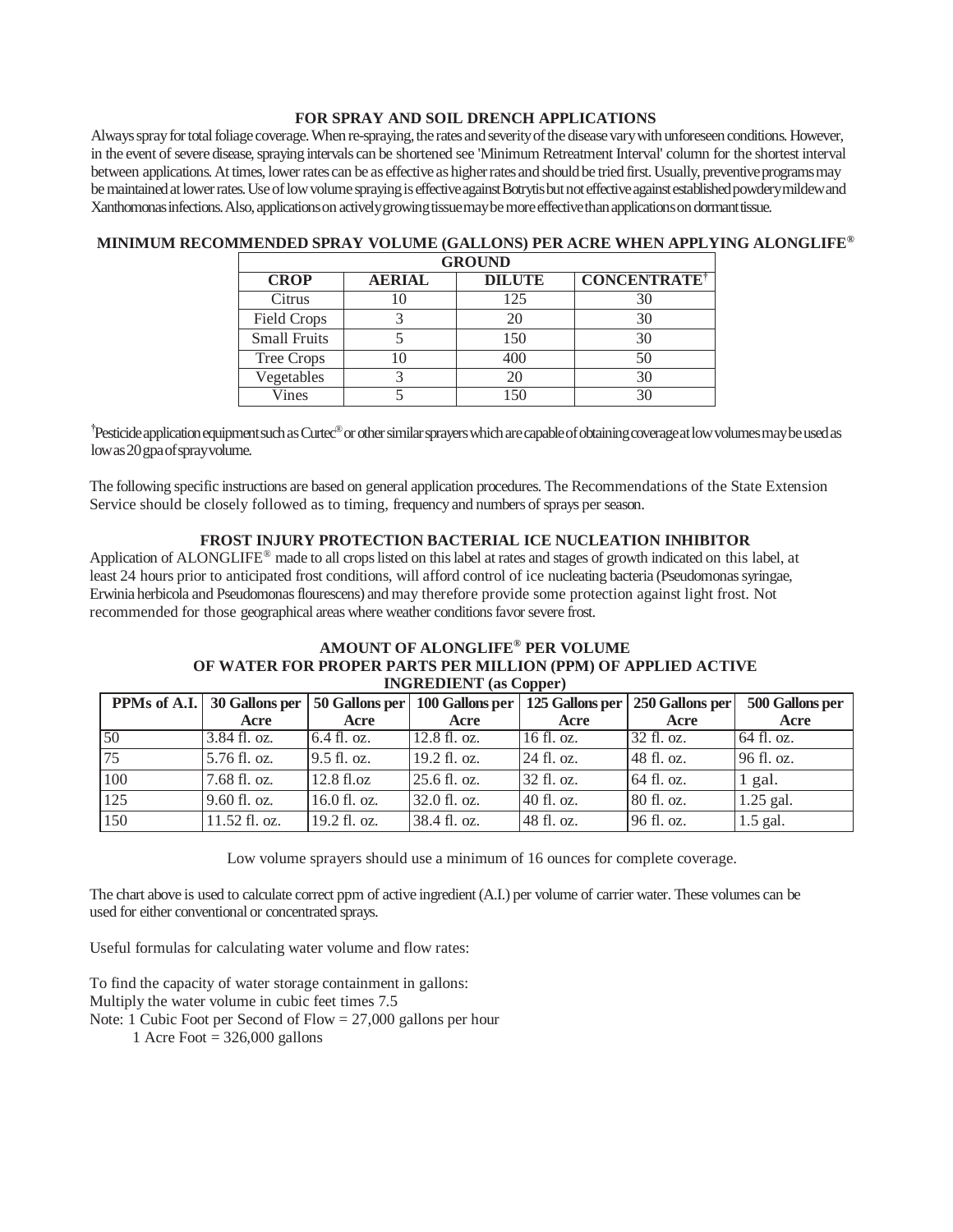### FOR SPRAY AND SOIL DRENCH APPLICATIONS

Always spray for total foliage coverage. When re-spraying, the rates and severity of the disease vary with unforeseen conditions. However, in the event of severe disease, spraying intervals can be shortened see 'Minimum Retreatment Interval' column for the shortest interval between applications. At times, lower rates can be as effective as higher rates and should be tried first. Usually, preventive programs may be maintained at lower rates. Use of low volume spraying is effective against Botrytis but not effective against established powdery mildew and Xanthomonas infections. Also, applications on actively growing tissue may be more effective than applications on dormant tissue.

### MINIMUM RECOMMENDED SPRAY VOLUME (GALLONS) PER ACRE WHEN APPLYING ALONGLIFE®

| | | GROUND | |
|---|---|---|---|
| **CROP** | **AERIAL** | **DILUTE** | **CONCENTRATE†** |
| Citrus | 10 | 125 | 30 |
| Field Crops | 3 | 20 | 30 |
| Small Fruits | 5 | 150 | 30 |
| Tree Crops | 10 | 400 | 50 |
| Vegetables | 3 | 20 | 30 |
| Vines | 5 | 150 | 30 |

†Pesticide application equipment such as Curtec® or other similar sprayers which are capable of obtaining coverage at low volumes may be used as low as 20 gpa of spray volume.

The following specific instructions are based on general application procedures. The Recommendations of the State Extension Service should be closely followed as to timing, frequency and numbers of sprays per season.

### FROST INJURY PROTECTION BACTERIAL ICE NUCLEATION INHIBITOR

Application of ALONGLIFE® made to all crops listed on this label at rates and stages of growth indicated on this label, at least 24 hours prior to anticipated frost conditions, will afford control of ice nucleating bacteria (Pseudomonas syringae, Erwinia herbicola and Pseudomonas flourescens) and may therefore provide some protection against light frost. Not recommended for those geographical areas where weather conditions favor severe frost.

### AMOUNT OF ALONGLIFE® PER VOLUME OF WATER FOR PROPER PARTS PER MILLION (PPM) OF APPLIED ACTIVE INGREDIENT (as Copper)

| PPMs of A.I. | 30 Gallons per Acre | 50 Gallons per Acre | 100 Gallons per Acre | 125 Gallons per Acre | 250 Gallons per Acre | 500 Gallons per Acre |
|---|---|---|---|---|---|---|
| 50 | 3.84 fl. oz. | 6.4 fl. oz. | 12.8 fl. oz. | 16 fl. oz. | 32 fl. oz. | 64 fl. oz. |
| 75 | 5.76 fl. oz. | 9.5 fl. oz. | 19.2 fl. oz. | 24 fl. oz. | 48 fl. oz. | 96 fl. oz. |
| 100 | 7.68 fl. oz. | 12.8 fl.oz | 25.6 fl. oz. | 32 fl. oz. | 64 fl. oz. | 1 gal. |
| 125 | 9.60 fl. oz. | 16.0 fl. oz. | 32.0 fl. oz. | 40 fl. oz. | 80 fl. oz. | 1.25 gal. |
| 150 | 11.52 fl. oz. | 19.2 fl. oz. | 38.4 fl. oz. | 48 fl. oz. | 96 fl. oz. | 1.5 gal. |

Low volume sprayers should use a minimum of 16 ounces for complete coverage.

The chart above is used to calculate correct ppm of active ingredient (A.I.) per volume of carrier water. These volumes can be used for either conventional or concentrated sprays.

Useful formulas for calculating water volume and flow rates:

To find the capacity of water storage containment in gallons:
Multiply the water volume in cubic feet times 7.5
Note: 1 Cubic Foot per Second of Flow = 27,000 gallons per hour
1 Acre Foot = 326,000 gallons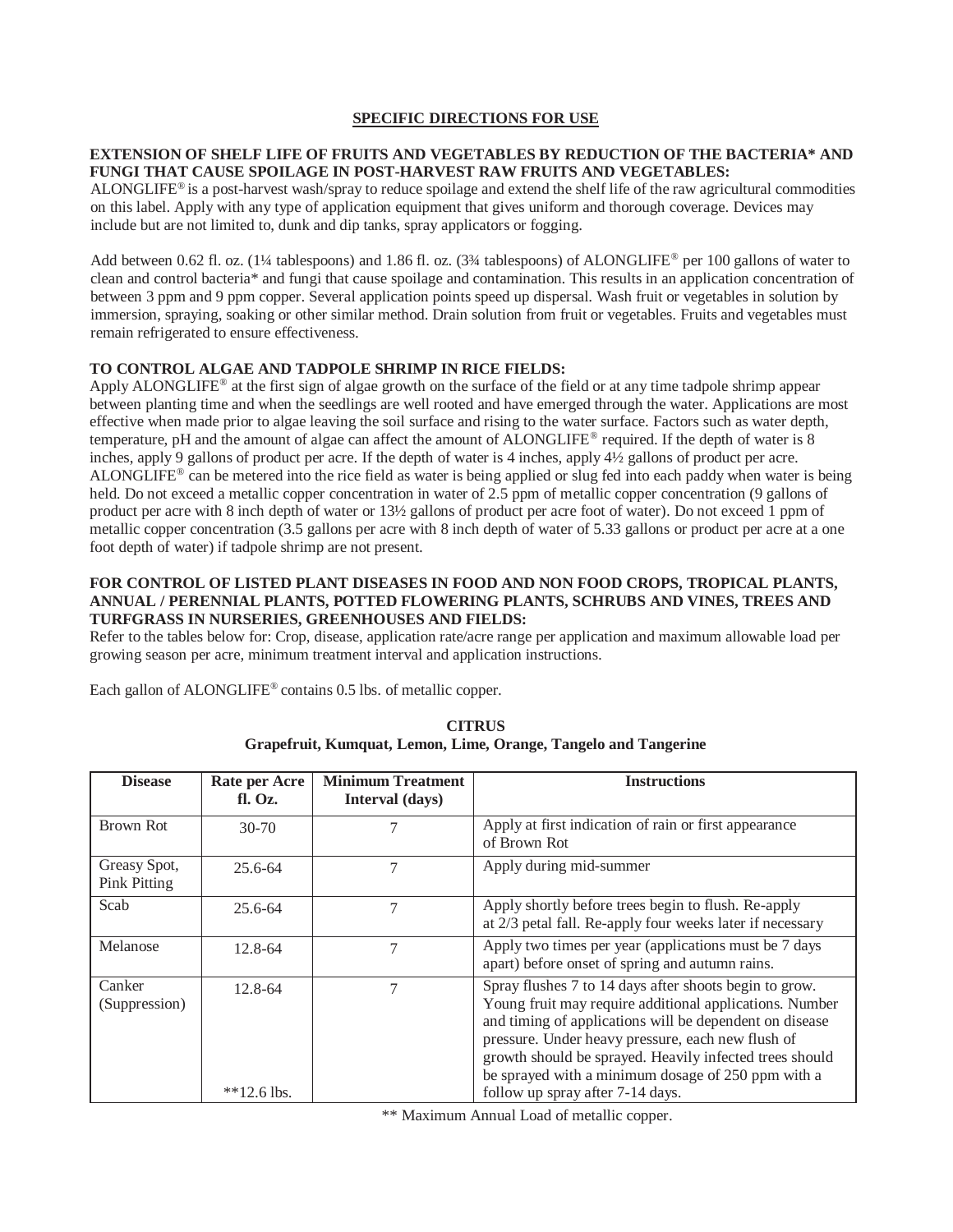## SPECIFIC DIRECTIONS FOR USE

**EXTENSION OF SHELF LIFE OF FRUITS AND VEGETABLES BY REDUCTION OF THE BACTERIA* AND FUNGI THAT CAUSE SPOILAGE IN POST-HARVEST RAW FRUITS AND VEGETABLES:**

ALONGLIFE® is a post-harvest wash/spray to reduce spoilage and extend the shelf life of the raw agricultural commodities on this label. Apply with any type of application equipment that gives uniform and thorough coverage. Devices may include but are not limited to, dunk and dip tanks, spray applicators or fogging.

Add between 0.62 fl. oz. (1¼ tablespoons) and 1.86 fl. oz. (3¾ tablespoons) of ALONGLIFE® per 100 gallons of water to clean and control bacteria* and fungi that cause spoilage and contamination. This results in an application concentration of between 3 ppm and 9 ppm copper. Several application points speed up dispersal. Wash fruit or vegetables in solution by immersion, spraying, soaking or other similar method. Drain solution from fruit or vegetables. Fruits and vegetables must remain refrigerated to ensure effectiveness.

**TO CONTROL ALGAE AND TADPOLE SHRIMP IN RICE FIELDS:**

Apply ALONGLIFE® at the first sign of algae growth on the surface of the field or at any time tadpole shrimp appear between planting time and when the seedlings are well rooted and have emerged through the water. Applications are most effective when made prior to algae leaving the soil surface and rising to the water surface. Factors such as water depth, temperature, pH and the amount of algae can affect the amount of ALONGLIFE® required. If the depth of water is 8 inches, apply 9 gallons of product per acre. If the depth of water is 4 inches, apply 4½ gallons of product per acre. ALONGLIFE® can be metered into the rice field as water is being applied or slug fed into each paddy when water is being held. Do not exceed a metallic copper concentration in water of 2.5 ppm of metallic copper concentration (9 gallons of product per acre with 8 inch depth of water or 13½ gallons of product per acre foot of water). Do not exceed 1 ppm of metallic copper concentration (3.5 gallons per acre with 8 inch depth of water of 5.33 gallons or product per acre at a one foot depth of water) if tadpole shrimp are not present.

**FOR CONTROL OF LISTED PLANT DISEASES IN FOOD AND NON FOOD CROPS, TROPICAL PLANTS, ANNUAL / PERENNIAL PLANTS, POTTED FLOWERING PLANTS, SCHRUBS AND VINES, TREES AND TURFGRASS IN NURSERIES, GREENHOUSES AND FIELDS:**

Refer to the tables below for: Crop, disease, application rate/acre range per application and maximum allowable load per growing season per acre, minimum treatment interval and application instructions.

Each gallon of ALONGLIFE® contains 0.5 lbs. of metallic copper.

**CITRUS**
**Grapefruit, Kumquat, Lemon, Lime, Orange, Tangelo and Tangerine**

| Disease | Rate per Acre fl. Oz. | Minimum Treatment Interval (days) | Instructions |
|---|---|---|---|
| Brown Rot | 30-70 | 7 | Apply at first indication of rain or first appearance of Brown Rot |
| Greasy Spot, Pink Pitting | 25.6-64 | 7 | Apply during mid-summer |
| Scab | 25.6-64 | 7 | Apply shortly before trees begin to flush. Re-apply at 2/3 petal fall. Re-apply four weeks later if necessary |
| Melanose | 12.8-64 | 7 | Apply two times per year (applications must be 7 days apart) before onset of spring and autumn rains. |
| Canker (Suppression) | 12.8-64<br><br>**12.6 lbs. | 7 | Spray flushes 7 to 14 days after shoots begin to grow. Young fruit may require additional applications. Number and timing of applications will be dependent on disease pressure. Under heavy pressure, each new flush of growth should be sprayed. Heavily infected trees should be sprayed with a minimum dosage of 250 ppm with a follow up spray after 7-14 days. |

** Maximum Annual Load of metallic copper.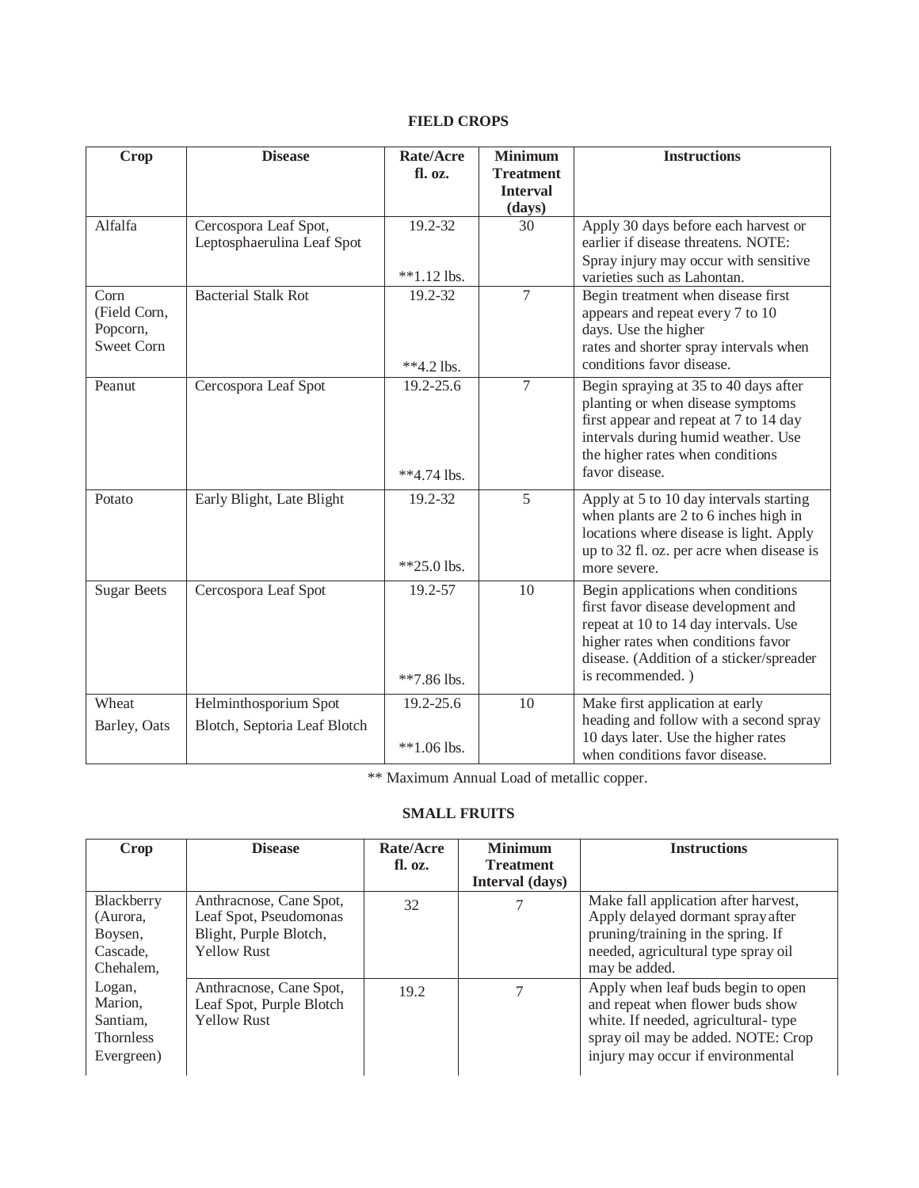## FIELD CROPS

| Crop | Disease | Rate/Acre fl. oz. | Minimum Treatment Interval (days) | Instructions |
|---|---|---|---|---|
| Alfalfa | Cercospora Leaf Spot, Leptosphaerulina Leaf Spot | 19.2-32<br><br>**1.12 lbs. | 30 | Apply 30 days before each harvest or earlier if disease threatens. NOTE: Spray injury may occur with sensitive varieties such as Lahontan. |
| Corn (Field Corn, Popcorn, Sweet Corn | Bacterial Stalk Rot | 19.2-32<br><br>**4.2 lbs. | 7 | Begin treatment when disease first appears and repeat every 7 to 10 days. Use the higher rates and shorter spray intervals when conditions favor disease. |
| Peanut | Cercospora Leaf Spot | 19.2-25.6<br><br>**4.74 lbs. | 7 | Begin spraying at 35 to 40 days after planting or when disease symptoms first appear and repeat at 7 to 14 day intervals during humid weather. Use the higher rates when conditions favor disease. |
| Potato | Early Blight, Late Blight | 19.2-32<br><br>**25.0 lbs. | 5 | Apply at 5 to 10 day intervals starting when plants are 2 to 6 inches high in locations where disease is light. Apply up to 32 fl. oz. per acre when disease is more severe. |
| Sugar Beets | Cercospora Leaf Spot | 19.2-57<br><br>**7.86 lbs. | 10 | Begin applications when conditions first favor disease development and repeat at 10 to 14 day intervals. Use higher rates when conditions favor disease. (Addition of a sticker/spreader is recommended. ) |
| Wheat Barley, Oats | Helminthosporium Spot Blotch, Septoria Leaf Blotch | 19.2-25.6<br><br>**1.06 lbs. | 10 | Make first application at early heading and follow with a second spray 10 days later. Use the higher rates when conditions favor disease. |

** Maximum Annual Load of metallic copper.

## SMALL FRUITS

| Crop | Disease | Rate/Acre fl. oz. | Minimum Treatment Interval (days) | Instructions |
|---|---|---|---|---|
| Blackberry (Aurora, Boysen, Cascade, Chehalem, Logan, Marion, Santiam, Thornless Evergreen) | Anthracnose, Cane Spot, Leaf Spot, Pseudomonas Blight, Purple Blotch, Yellow Rust | 32 | 7 | Make fall application after harvest, Apply delayed dormant spray after pruning/training in the spring. If needed, agricultural type spray oil may be added. |
| | Anthracnose, Cane Spot, Leaf Spot, Purple Blotch Yellow Rust | 19.2 | 7 | Apply when leaf buds begin to open and repeat when flower buds show white. If needed, agricultural- type spray oil may be added. NOTE: Crop injury may occur if environmental |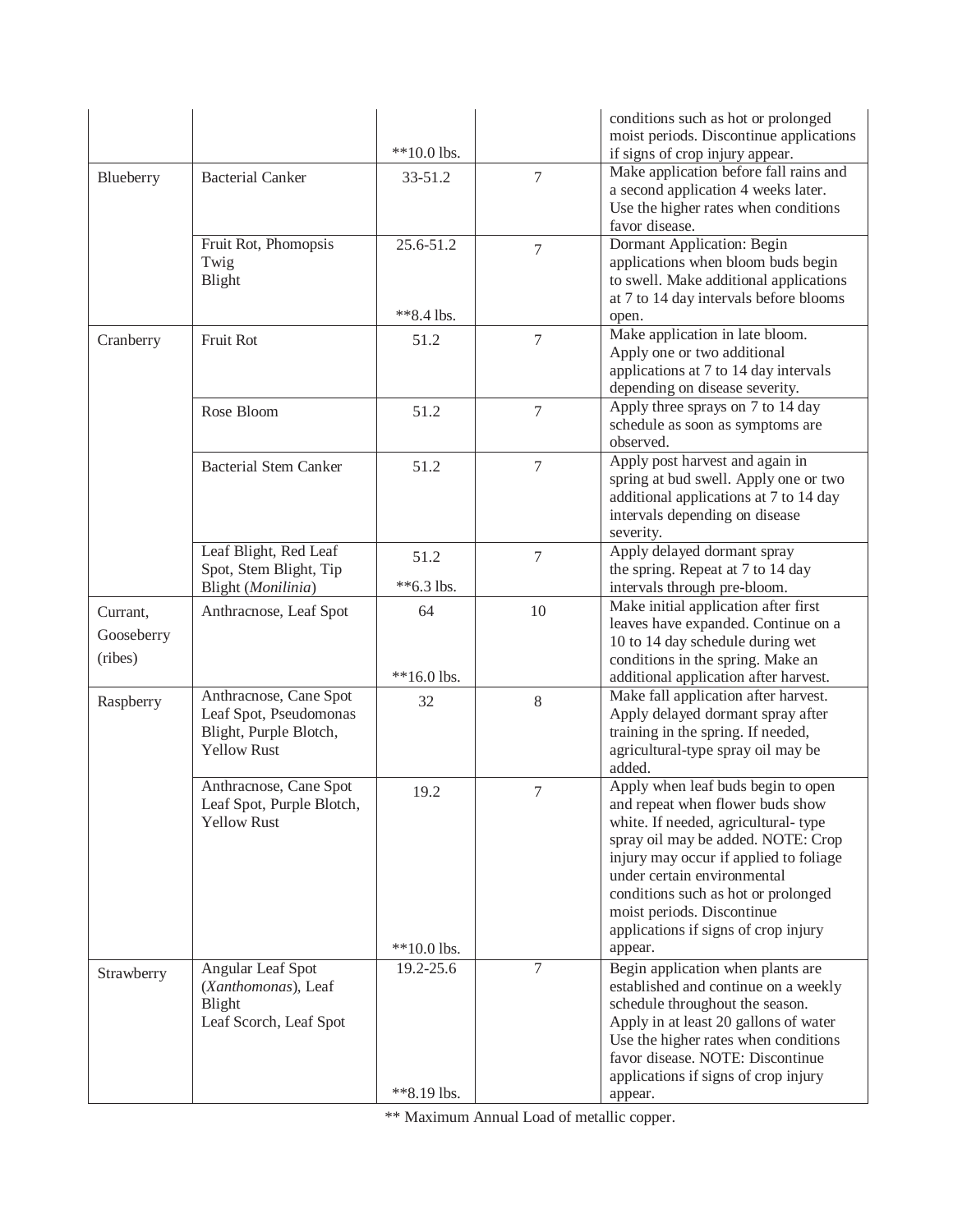| | | | | |
|---|---|---|---|---|
| | | **10.0 lbs. | | conditions such as hot or prolonged moist periods. Discontinue applications if signs of crop injury appear. |
| Blueberry | Bacterial Canker | 33-51.2 | 7 | Make application before fall rains and a second application 4 weeks later. Use the higher rates when conditions favor disease. |
| | Fruit Rot, Phomopsis Twig Blight | 25.6-51.2<br><br>**8.4 lbs. | 7 | Dormant Application: Begin applications when bloom buds begin to swell. Make additional applications at 7 to 14 day intervals before blooms open. |
| Cranberry | Fruit Rot | 51.2 | 7 | Make application in late bloom. Apply one or two additional applications at 7 to 14 day intervals depending on disease severity. |
| | Rose Bloom | 51.2 | 7 | Apply three sprays on 7 to 14 day schedule as soon as symptoms are observed. |
| | Bacterial Stem Canker | 51.2 | 7 | Apply post harvest and again in spring at bud swell. Apply one or two additional applications at 7 to 14 day intervals depending on disease severity. |
| | Leaf Blight, Red Leaf Spot, Stem Blight, Tip Blight (*Monilinia*) | 51.2<br><br>**6.3 lbs. | 7 | Apply delayed dormant spray the spring. Repeat at 7 to 14 day intervals through pre-bloom. |
| Currant, Gooseberry (ribes) | Anthracnose, Leaf Spot | 64<br><br>**16.0 lbs. | 10 | Make initial application after first leaves have expanded. Continue on a 10 to 14 day schedule during wet conditions in the spring. Make an additional application after harvest. |
| Raspberry | Anthracnose, Cane Spot Leaf Spot, Pseudomonas Blight, Purple Blotch, Yellow Rust | 32 | 8 | Make fall application after harvest. Apply delayed dormant spray after training in the spring. If needed, agricultural-type spray oil may be added. |
| | Anthracnose, Cane Spot Leaf Spot, Purple Blotch, Yellow Rust | 19.2<br><br>**10.0 lbs. | 7 | Apply when leaf buds begin to open and repeat when flower buds show white. If needed, agricultural- type spray oil may be added. NOTE: Crop injury may occur if applied to foliage under certain environmental conditions such as hot or prolonged moist periods. Discontinue applications if signs of crop injury appear. |
| Strawberry | Angular Leaf Spot (*Xanthomonas*), Leaf Blight Leaf Scorch, Leaf Spot | 19.2-25.6<br><br>**8.19 lbs. | 7 | Begin application when plants are established and continue on a weekly schedule throughout the season. Apply in at least 20 gallons of water Use the higher rates when conditions favor disease. NOTE: Discontinue applications if signs of crop injury appear. |

** Maximum Annual Load of metallic copper.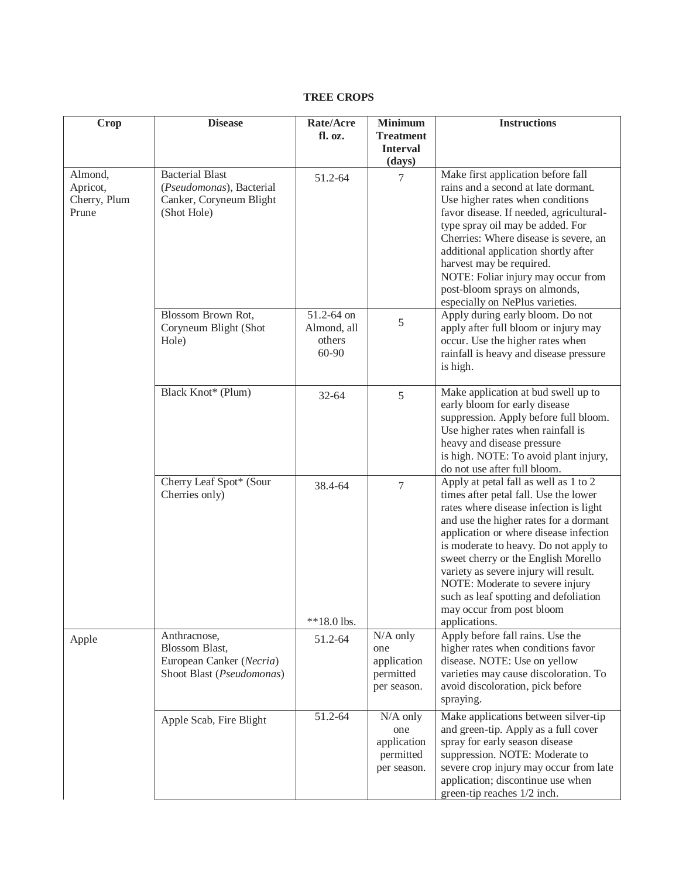**TREE CROPS**

| Crop | Disease | Rate/Acre fl. oz. | Minimum Treatment Interval (days) | Instructions |
|---|---|---|---|---|
| Almond, Apricot, Cherry, Plum Prune | Bacterial Blast (*Pseudomonas*), Bacterial Canker, Coryneum Blight (Shot Hole) | 51.2-64 | 7 | Make first application before fall rains and a second at late dormant. Use higher rates when conditions favor disease. If needed, agricultural-type spray oil may be added. For Cherries: Where disease is severe, an additional application shortly after harvest may be required. NOTE: Foliar injury may occur from post-bloom sprays on almonds, especially on NePlus varieties. |
| | Blossom Brown Rot, Coryneum Blight (Shot Hole) | 51.2-64 on Almond, all others 60-90 | 5 | Apply during early bloom. Do not apply after full bloom or injury may occur. Use the higher rates when rainfall is heavy and disease pressure is high. |
| | Black Knot* (Plum) | 32-64 | 5 | Make application at bud swell up to early bloom for early disease suppression. Apply before full bloom. Use higher rates when rainfall is heavy and disease pressure is high. NOTE: To avoid plant injury, do not use after full bloom. |
| | Cherry Leaf Spot* (Sour Cherries only) | 38.4-64 **18.0 lbs. | 7 | Apply at petal fall as well as 1 to 2 times after petal fall. Use the lower rates where disease infection is light and use the higher rates for a dormant application or where disease infection is moderate to heavy. Do not apply to sweet cherry or the English Morello variety as severe injury will result. NOTE: Moderate to severe injury such as leaf spotting and defoliation may occur from post bloom applications. |
| Apple | Anthracnose, Blossom Blast, European Canker (*Necria*) Shoot Blast (*Pseudomonas*) | 51.2-64 | N/A only one application permitted per season. | Apply before fall rains. Use the higher rates when conditions favor disease. NOTE: Use on yellow varieties may cause discoloration. To avoid discoloration, pick before spraying. |
| | Apple Scab, Fire Blight | 51.2-64 | N/A only one application permitted per season. | Make applications between silver-tip and green-tip. Apply as a full cover spray for early season disease suppression. NOTE: Moderate to severe crop injury may occur from late application; discontinue use when green-tip reaches 1/2 inch. |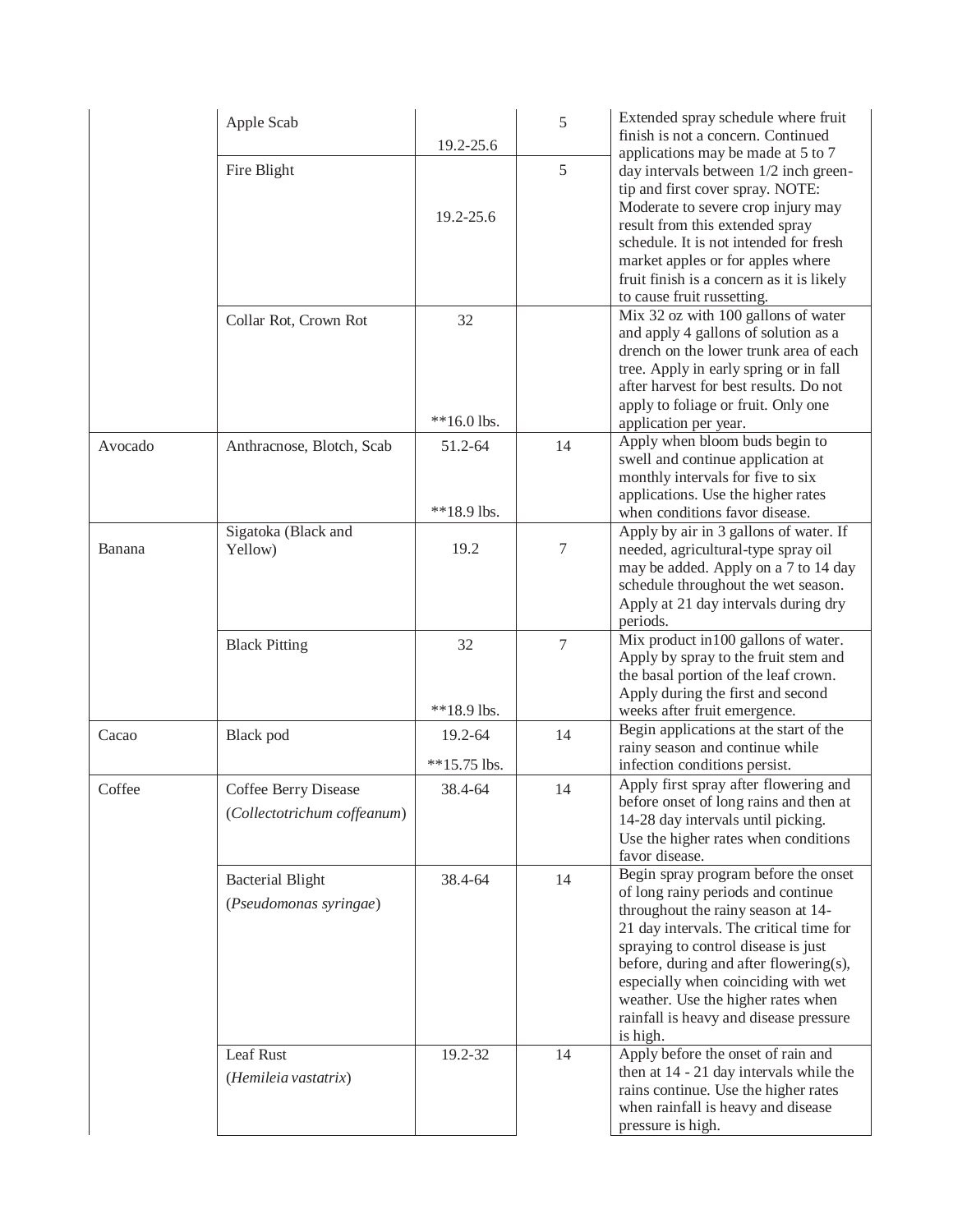| | | | | |
|---|---|---|---|---|
| | Apple Scab | 19.2-25.6 | 5 | Extended spray schedule where fruit finish is not a concern. Continued applications may be made at 5 to 7 day intervals between 1/2 inch green-tip and first cover spray. NOTE: Moderate to severe crop injury may result from this extended spray schedule. It is not intended for fresh market apples or for apples where fruit finish is a concern as it is likely to cause fruit russetting. |
| | Fire Blight | 19.2-25.6 | 5 | |
| | Collar Rot, Crown Rot | 32<br><br>**16.0 lbs. | | Mix 32 oz with 100 gallons of water and apply 4 gallons of solution as a drench on the lower trunk area of each tree. Apply in early spring or in fall after harvest for best results. Do not apply to foliage or fruit. Only one application per year. |
| Avocado | Anthracnose, Blotch, Scab | 51.2-64<br><br>**18.9 lbs. | 14 | Apply when bloom buds begin to swell and continue application at monthly intervals for five to six applications. Use the higher rates when conditions favor disease. |
| Banana | Sigatoka (Black and Yellow) | 19.2 | 7 | Apply by air in 3 gallons of water. If needed, agricultural-type spray oil may be added. Apply on a 7 to 14 day schedule throughout the wet season. Apply at 21 day intervals during dry periods. |
| | Black Pitting | 32<br><br>**18.9 lbs. | 7 | Mix product in100 gallons of water. Apply by spray to the fruit stem and the basal portion of the leaf crown. Apply during the first and second weeks after fruit emergence. |
| Cacao | Black pod | 19.2-64<br>**15.75 lbs. | 14 | Begin applications at the start of the rainy season and continue while infection conditions persist. |
| Coffee | Coffee Berry Disease (*Collectotrichum coffeanum*) | 38.4-64 | 14 | Apply first spray after flowering and before onset of long rains and then at 14-28 day intervals until picking. Use the higher rates when conditions favor disease. |
| | Bacterial Blight (*Pseudomonas syringae*) | 38.4-64 | 14 | Begin spray program before the onset of long rainy periods and continue throughout the rainy season at 14-21 day intervals. The critical time for spraying to control disease is just before, during and after flowering(s), especially when coinciding with wet weather. Use the higher rates when rainfall is heavy and disease pressure is high. |
| | Leaf Rust (*Hemileia vastatrix*) | 19.2-32 | 14 | Apply before the onset of rain and then at 14 - 21 day intervals while the rains continue. Use the higher rates when rainfall is heavy and disease pressure is high. |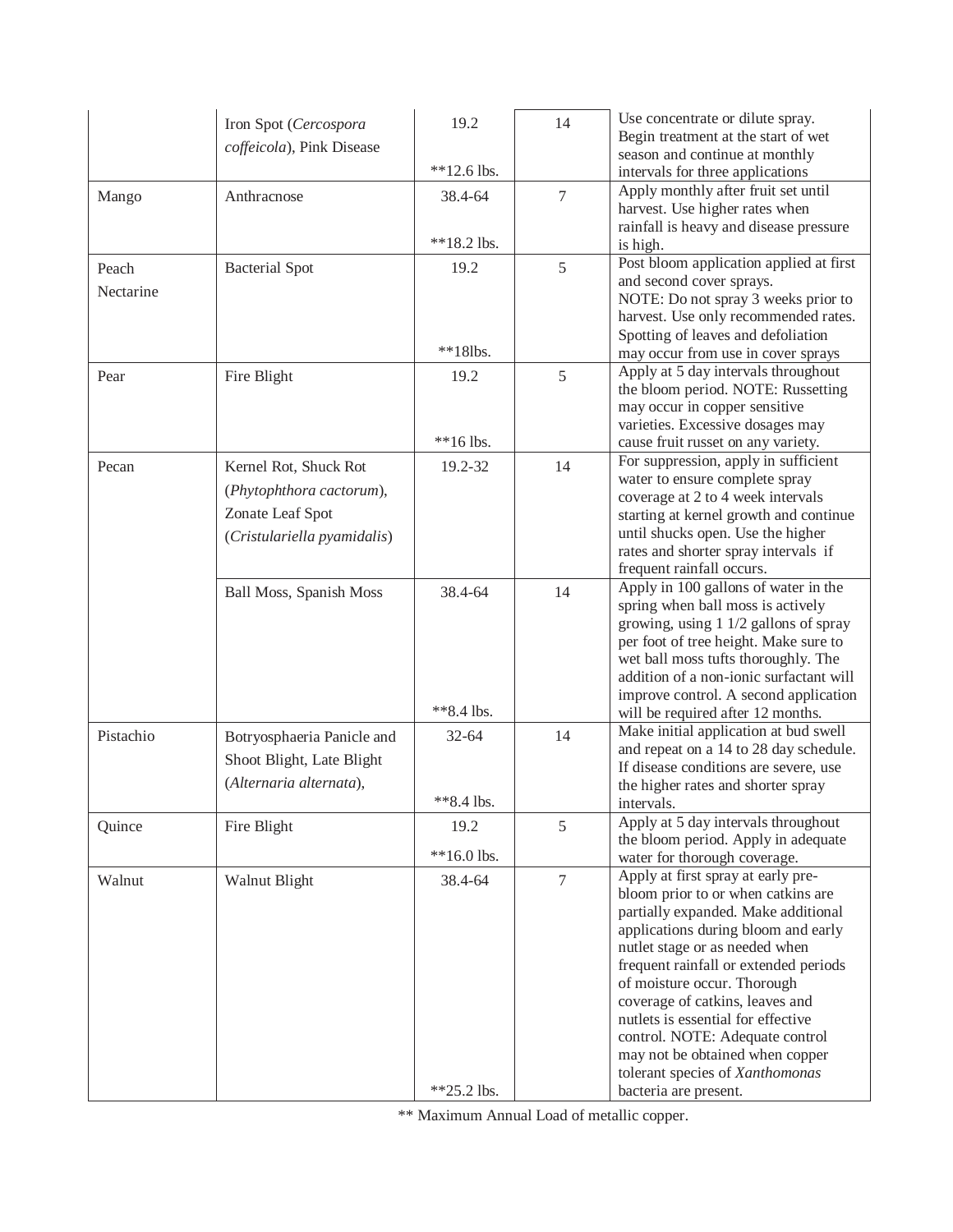| | | | | |
|---|---|---|---|---|
| | Iron Spot (*Cercospora coffeicola*), Pink Disease | 19.2<br><br>**12.6 lbs. | 14 | Use concentrate or dilute spray. Begin treatment at the start of wet season and continue at monthly intervals for three applications |
| Mango | Anthracnose | 38.4-64<br><br>**18.2 lbs. | 7 | Apply monthly after fruit set until harvest. Use higher rates when rainfall is heavy and disease pressure is high. |
| Peach<br>Nectarine | Bacterial Spot | 19.2<br><br>**18lbs. | 5 | Post bloom application applied at first and second cover sprays.<br>NOTE: Do not spray 3 weeks prior to harvest. Use only recommended rates. Spotting of leaves and defoliation may occur from use in cover sprays |
| Pear | Fire Blight | 19.2<br><br>**16 lbs. | 5 | Apply at 5 day intervals throughout the bloom period. NOTE: Russetting may occur in copper sensitive varieties. Excessive dosages may cause fruit russet on any variety. |
| Pecan | Kernel Rot, Shuck Rot (*Phytophthora cactorum*), Zonate Leaf Spot (*Cristulariella pyamidalis*) | 19.2-32 | 14 | For suppression, apply in sufficient water to ensure complete spray coverage at 2 to 4 week intervals starting at kernel growth and continue until shucks open. Use the higher rates and shorter spray intervals if frequent rainfall occurs. |
| | Ball Moss, Spanish Moss | 38.4-64<br><br>**8.4 lbs. | 14 | Apply in 100 gallons of water in the spring when ball moss is actively growing, using 1 1/2 gallons of spray per foot of tree height. Make sure to wet ball moss tufts thoroughly. The addition of a non-ionic surfactant will improve control. A second application will be required after 12 months. |
| Pistachio | Botryosphaeria Panicle and Shoot Blight, Late Blight (*Alternaria alternata*), | 32-64<br><br>**8.4 lbs. | 14 | Make initial application at bud swell and repeat on a 14 to 28 day schedule. If disease conditions are severe, use the higher rates and shorter spray intervals. |
| Quince | Fire Blight | 19.2<br>**16.0 lbs. | 5 | Apply at 5 day intervals throughout the bloom period. Apply in adequate water for thorough coverage. |
| Walnut | Walnut Blight | 38.4-64<br><br>**25.2 lbs. | 7 | Apply at first spray at early pre-bloom prior to or when catkins are partially expanded. Make additional applications during bloom and early nutlet stage or as needed when frequent rainfall or extended periods of moisture occur. Thorough coverage of catkins, leaves and nutlets is essential for effective control. NOTE: Adequate control may not be obtained when copper tolerant species of *Xanthomonas* bacteria are present. |

** Maximum Annual Load of metallic copper.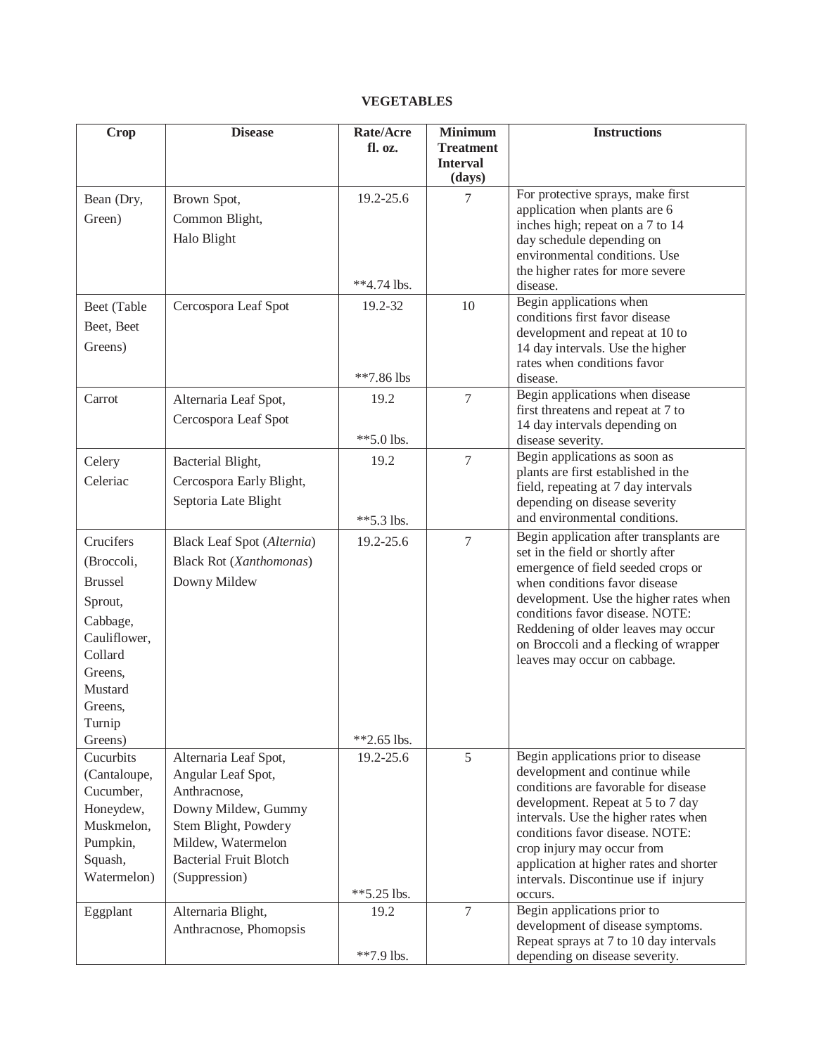# VEGETABLES

| Crop | Disease | Rate/Acre fl. oz. | Minimum Treatment Interval (days) | Instructions |
|---|---|---|---|---|
| Bean (Dry, Green) | Brown Spot, Common Blight, Halo Blight | 19.2-25.6<br><br>**4.74 lbs. | 7 | For protective sprays, make first application when plants are 6 inches high; repeat on a 7 to 14 day schedule depending on environmental conditions. Use the higher rates for more severe disease. |
| Beet (Table Beet, Beet Greens) | Cercospora Leaf Spot | 19.2-32<br><br>**7.86 lbs | 10 | Begin applications when conditions first favor disease development and repeat at 10 to 14 day intervals. Use the higher rates when conditions favor disease. |
| Carrot | Alternaria Leaf Spot, Cercospora Leaf Spot | 19.2<br><br>**5.0 lbs. | 7 | Begin applications when disease first threatens and repeat at 7 to 14 day intervals depending on disease severity. |
| Celery Celeriac | Bacterial Blight, Cercospora Early Blight, Septoria Late Blight | 19.2<br><br>**5.3 lbs. | 7 | Begin applications as soon as plants are first established in the field, repeating at 7 day intervals depending on disease severity and environmental conditions. |
| Crucifers (Broccoli, Brussel Sprout, Cabbage, Cauliflower, Collard Greens, Mustard Greens, Turnip Greens) | Black Leaf Spot (*Alternia*) Black Rot (*Xanthomonas*) Downy Mildew | 19.2-25.6<br><br>**2.65 lbs. | 7 | Begin application after transplants are set in the field or shortly after emergence of field seeded crops or when conditions favor disease development. Use the higher rates when conditions favor disease. NOTE: Reddening of older leaves may occur on Broccoli and a flecking of wrapper leaves may occur on cabbage. |
| Cucurbits (Cantaloupe, Cucumber, Honeydew, Muskmelon, Pumpkin, Squash, Watermelon) | Alternaria Leaf Spot, Angular Leaf Spot, Anthracnose, Downy Mildew, Gummy Stem Blight, Powdery Mildew, Watermelon Bacterial Fruit Blotch (Suppression) | 19.2-25.6<br><br>**5.25 lbs. | 5 | Begin applications prior to disease development and continue while conditions are favorable for disease development. Repeat at 5 to 7 day intervals. Use the higher rates when conditions favor disease. NOTE: crop injury may occur from application at higher rates and shorter intervals. Discontinue use if injury occurs. |
| Eggplant | Alternaria Blight, Anthracnose, Phomopsis | 19.2<br><br>**7.9 lbs. | 7 | Begin applications prior to development of disease symptoms. Repeat sprays at 7 to 10 day intervals depending on disease severity. |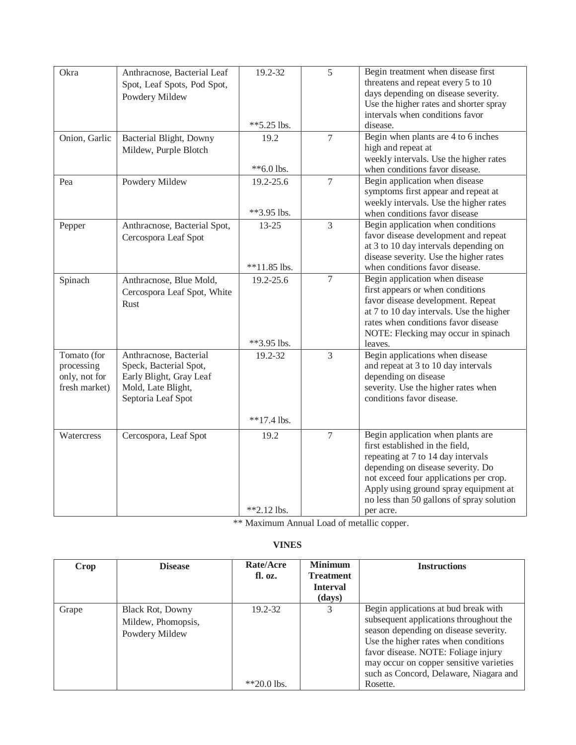| Crop | Disease | Rate/Acre fl. oz. | Minimum Treatment Interval (days) | Instructions |
|---|---|---|---|---|
| Okra | Anthracnose, Bacterial Leaf Spot, Leaf Spots, Pod Spot, Powdery Mildew | 19.2-32<br><br>**5.25 lbs. | 5 | Begin treatment when disease first threatens and repeat every 5 to 10 days depending on disease severity. Use the higher rates and shorter spray intervals when conditions favor disease. |
| Onion, Garlic | Bacterial Blight, Downy Mildew, Purple Blotch | 19.2<br><br>**6.0 lbs. | 7 | Begin when plants are 4 to 6 inches high and repeat at weekly intervals. Use the higher rates when conditions favor disease. |
| Pea | Powdery Mildew | 19.2-25.6<br><br>**3.95 lbs. | 7 | Begin application when disease symptoms first appear and repeat at weekly intervals. Use the higher rates when conditions favor disease |
| Pepper | Anthracnose, Bacterial Spot, Cercospora Leaf Spot | 13-25<br><br>**11.85 lbs. | 3 | Begin application when conditions favor disease development and repeat at 3 to 10 day intervals depending on disease severity. Use the higher rates when conditions favor disease. |
| Spinach | Anthracnose, Blue Mold, Cercospora Leaf Spot, White Rust | 19.2-25.6<br><br>**3.95 lbs. | 7 | Begin application when disease first appears or when conditions favor disease development. Repeat at 7 to 10 day intervals. Use the higher rates when conditions favor disease NOTE: Flecking may occur in spinach leaves. |
| Tomato (for processing only, not for fresh market) | Anthracnose, Bacterial Speck, Bacterial Spot, Early Blight, Gray Leaf Mold, Late Blight, Septoria Leaf Spot | 19.2-32<br><br>**17.4 lbs. | 3 | Begin applications when disease and repeat at 3 to 10 day intervals depending on disease severity. Use the higher rates when conditions favor disease. |
| Watercress | Cercospora, Leaf Spot | 19.2<br><br>**2.12 lbs. | 7 | Begin application when plants are first established in the field, repeating at 7 to 14 day intervals depending on disease severity. Do not exceed four applications per crop. Apply using ground spray equipment at no less than 50 gallons of spray solution per acre. |

** Maximum Annual Load of metallic copper.

**VINES**

| Crop | Disease | Rate/Acre fl. oz. | Minimum Treatment Interval (days) | Instructions |
|---|---|---|---|---|
| Grape | Black Rot, Downy Mildew, Phomopsis, Powdery Mildew | 19.2-32<br><br>**20.0 lbs. | 3 | Begin applications at bud break with subsequent applications throughout the season depending on disease severity. Use the higher rates when conditions favor disease. NOTE: Foliage injury may occur on copper sensitive varieties such as Concord, Delaware, Niagara and Rosette. |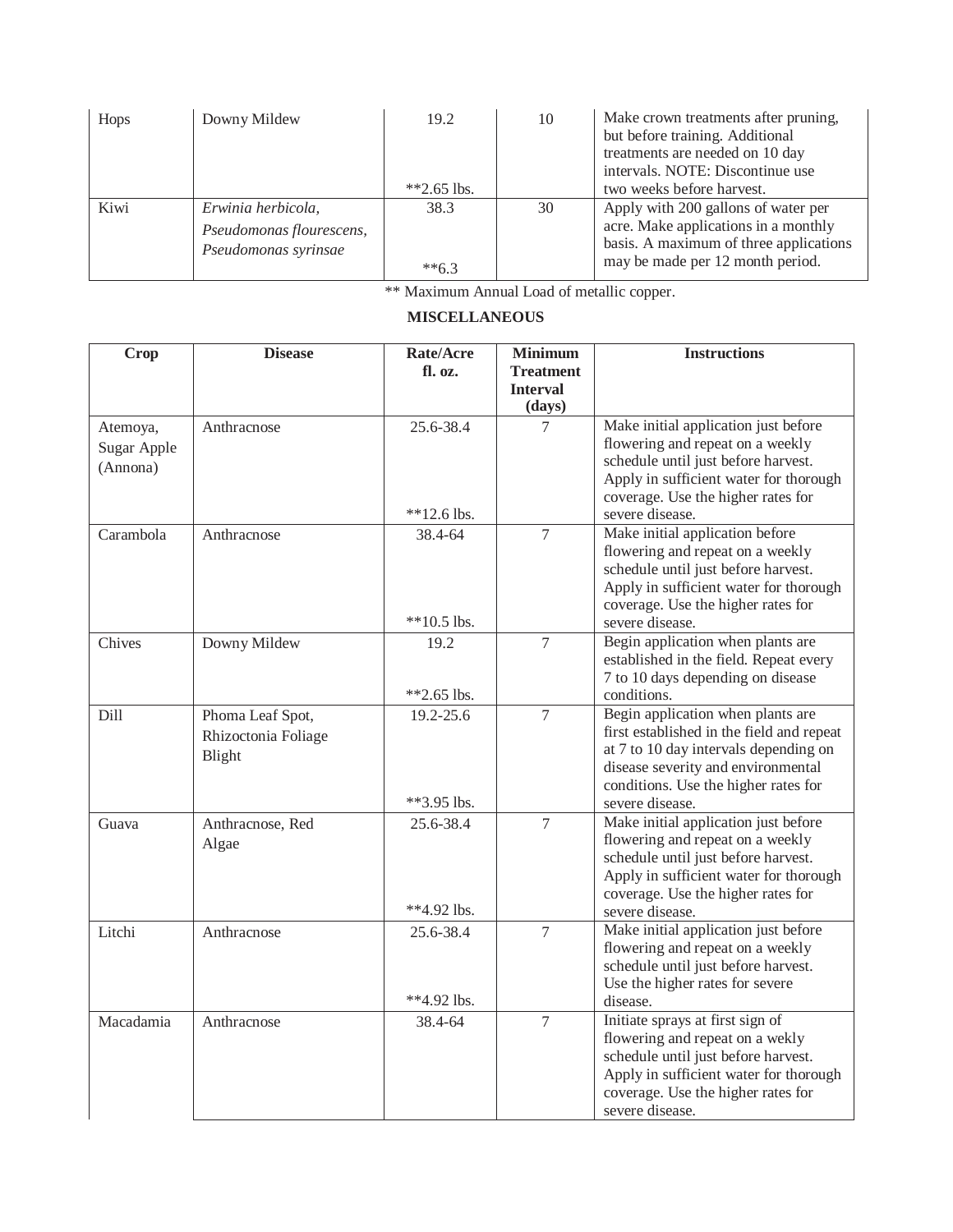| | | | | |
|---|---|---|---|---|
| Hops | Downy Mildew | 19.2<br><br>**2.65 lbs. | 10 | Make crown treatments after pruning, but before training. Additional treatments are needed on 10 day intervals. NOTE: Discontinue use two weeks before harvest. |
| Kiwi | *Erwinia herbicola, Pseudomonas flourescens, Pseudomonas syrinsae* | 38.3<br><br>**6.3 | 30 | Apply with 200 gallons of water per acre. Make applications in a monthly basis. A maximum of three applications may be made per 12 month period. |

** Maximum Annual Load of metallic copper.

**MISCELLANEOUS**

| Crop | Disease | Rate/Acre fl. oz. | Minimum Treatment Interval (days) | Instructions |
|---|---|---|---|---|
| Atemoya, Sugar Apple (Annona) | Anthracnose | 25.6-38.4<br><br>**12.6 lbs. | 7 | Make initial application just before flowering and repeat on a weekly schedule until just before harvest. Apply in sufficient water for thorough coverage. Use the higher rates for severe disease. |
| Carambola | Anthracnose | 38.4-64<br><br>**10.5 lbs. | 7 | Make initial application before flowering and repeat on a weekly schedule until just before harvest. Apply in sufficient water for thorough coverage. Use the higher rates for severe disease. |
| Chives | Downy Mildew | 19.2<br><br>**2.65 lbs. | 7 | Begin application when plants are established in the field. Repeat every 7 to 10 days depending on disease conditions. |
| Dill | Phoma Leaf Spot, Rhizoctonia Foliage Blight | 19.2-25.6<br><br>**3.95 lbs. | 7 | Begin application when plants are first established in the field and repeat at 7 to 10 day intervals depending on disease severity and environmental conditions. Use the higher rates for severe disease. |
| Guava | Anthracnose, Red Algae | 25.6-38.4<br><br>**4.92 lbs. | 7 | Make initial application just before flowering and repeat on a weekly schedule until just before harvest. Apply in sufficient water for thorough coverage. Use the higher rates for severe disease. |
| Litchi | Anthracnose | 25.6-38.4<br><br>**4.92 lbs. | 7 | Make initial application just before flowering and repeat on a weekly schedule until just before harvest. Use the higher rates for severe disease. |
| Macadamia | Anthracnose | 38.4-64 | 7 | Initiate sprays at first sign of flowering and repeat on a wekly schedule until just before harvest. Apply in sufficient water for thorough coverage. Use the higher rates for severe disease. |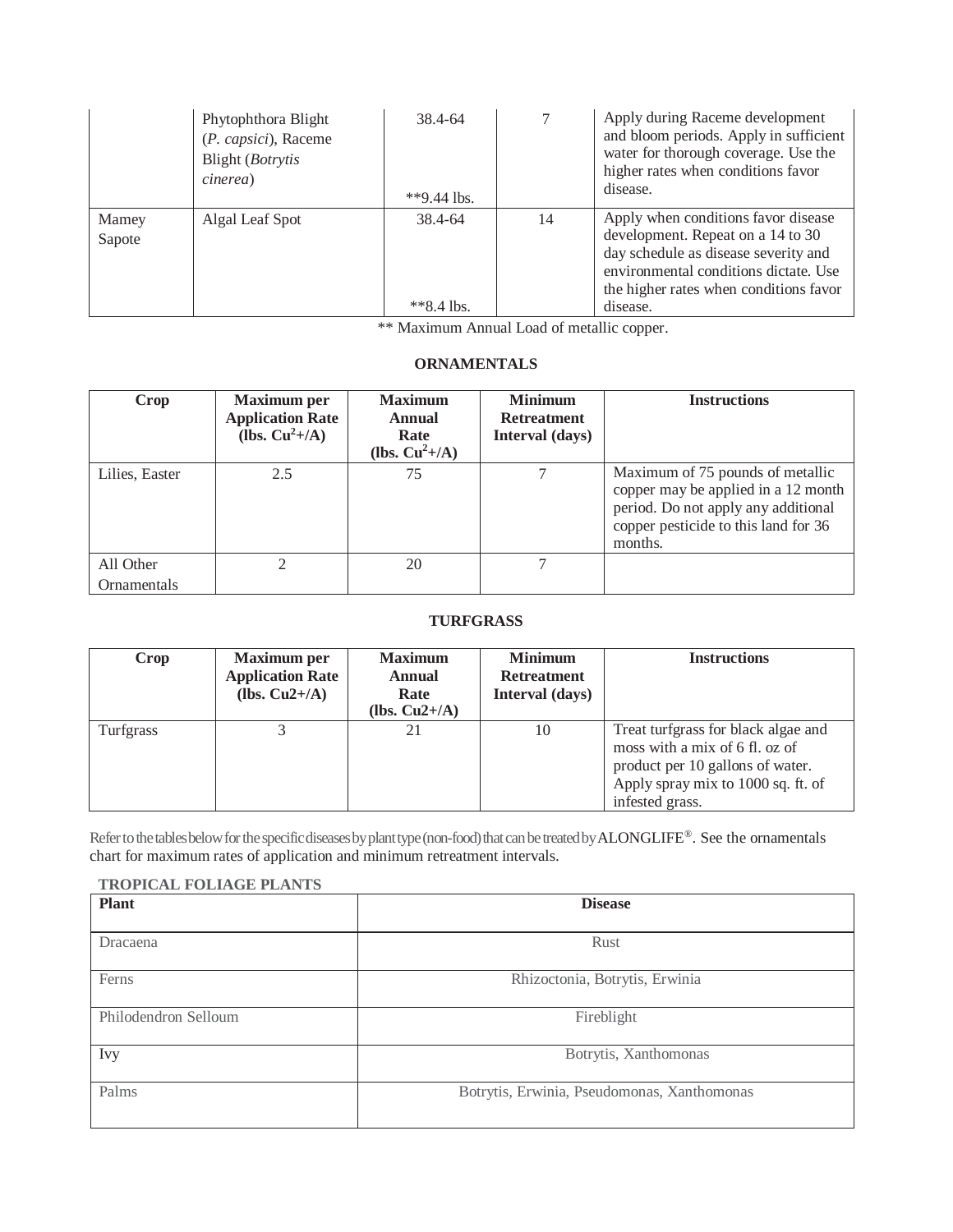| | | | | |
|---|---|---|---|---|
| | Phytophthora Blight (*P. capsici*), Raceme Blight (*Botrytis cinerea*) | 38.4-64<br><br>**9.44 lbs. | 7 | Apply during Raceme development and bloom periods. Apply in sufficient water for thorough coverage. Use the higher rates when conditions favor disease. |
| Mamey Sapote | Algal Leaf Spot | 38.4-64<br><br>**8.4 lbs. | 14 | Apply when conditions favor disease development. Repeat on a 14 to 30 day schedule as disease severity and environmental conditions dictate. Use the higher rates when conditions favor disease. |

** Maximum Annual Load of metallic copper.

**ORNAMENTALS**

| Crop | Maximum per Application Rate (lbs. $Cu^{2}$+/A) | Maximum Annual Rate (lbs. $Cu^{2}$+/A) | Minimum Retreatment Interval (days) | Instructions |
|---|---|---|---|---|
| Lilies, Easter | 2.5 | 75 | 7 | Maximum of 75 pounds of metallic copper may be applied in a 12 month period. Do not apply any additional copper pesticide to this land for 36 months. |
| All Other Ornamentals | 2 | 20 | 7 | |

**TURFGRASS**

| Crop | Maximum per Application Rate (lbs. Cu2+/A) | Maximum Annual Rate (lbs. Cu2+/A) | Minimum Retreatment Interval (days) | Instructions |
|---|---|---|---|---|
| Turfgrass | 3 | 21 | 10 | Treat turfgrass for black algae and moss with a mix of 6 fl. oz of product per 10 gallons of water. Apply spray mix to 1000 sq. ft. of infested grass. |

Refer to the tables below for the specific diseases by plant type (non-food) that can be treated by ALONGLIFE®. See the ornamentals chart for maximum rates of application and minimum retreatment intervals.

**TROPICAL FOLIAGE PLANTS**

| Plant | Disease |
|---|---|
| Dracaena | Rust |
| Ferns | Rhizoctonia, Botrytis, Erwinia |
| Philodendron Selloum | Fireblight |
| Ivy | Botrytis, Xanthomonas |
| Palms | Botrytis, Erwinia, Pseudomonas, Xanthomonas |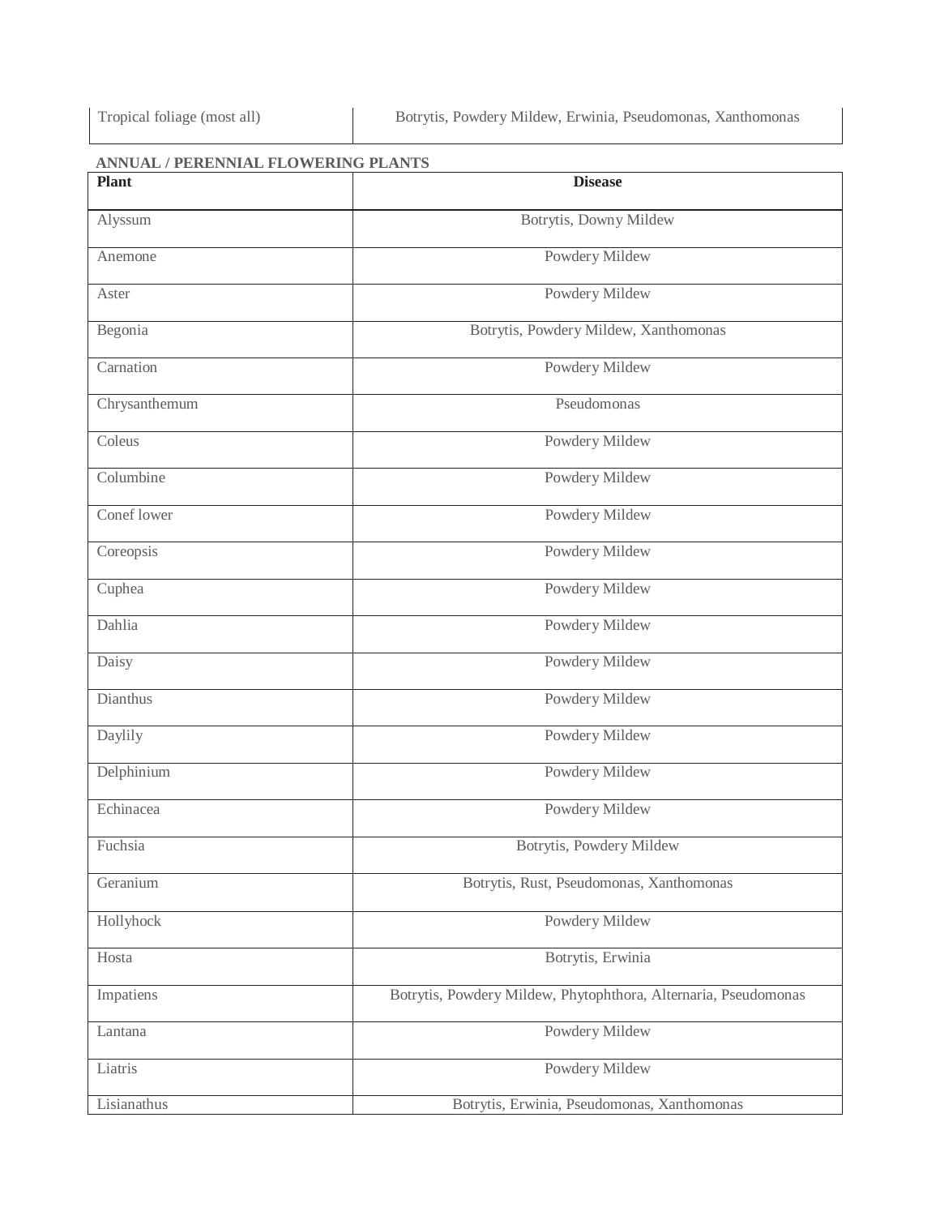| Tropical foliage (most all) | Botrytis, Powdery Mildew, Erwinia, Pseudomonas, Xanthomonas |
|---|---|

**ANNUAL / PERENNIAL FLOWERING PLANTS**

| Plant | Disease |
|---|---|
| Alyssum | Botrytis, Downy Mildew |
| Anemone | Powdery Mildew |
| Aster | Powdery Mildew |
| Begonia | Botrytis, Powdery Mildew, Xanthomonas |
| Carnation | Powdery Mildew |
| Chrysanthemum | Pseudomonas |
| Coleus | Powdery Mildew |
| Columbine | Powdery Mildew |
| Conef lower | Powdery Mildew |
| Coreopsis | Powdery Mildew |
| Cuphea | Powdery Mildew |
| Dahlia | Powdery Mildew |
| Daisy | Powdery Mildew |
| Dianthus | Powdery Mildew |
| Daylily | Powdery Mildew |
| Delphinium | Powdery Mildew |
| Echinacea | Powdery Mildew |
| Fuchsia | Botrytis, Powdery Mildew |
| Geranium | Botrytis, Rust, Pseudomonas, Xanthomonas |
| Hollyhock | Powdery Mildew |
| Hosta | Botrytis, Erwinia |
| Impatiens | Botrytis, Powdery Mildew, Phytophthora, Alternaria, Pseudomonas |
| Lantana | Powdery Mildew |
| Liatris | Powdery Mildew |
| Lisianathus | Botrytis, Erwinia, Pseudomonas, Xanthomonas |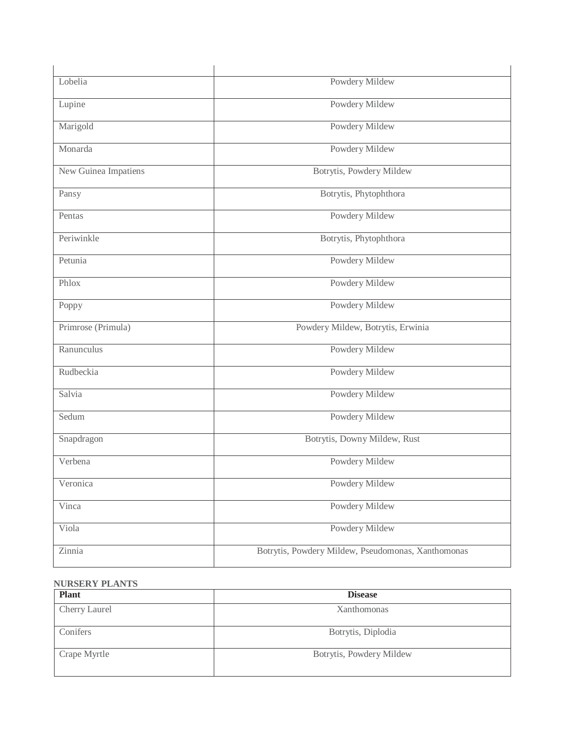| | |
|---|---|
| Lobelia | Powdery Mildew |
| Lupine | Powdery Mildew |
| Marigold | Powdery Mildew |
| Monarda | Powdery Mildew |
| New Guinea Impatiens | Botrytis, Powdery Mildew |
| Pansy | Botrytis, Phytophthora |
| Pentas | Powdery Mildew |
| Periwinkle | Botrytis, Phytophthora |
| Petunia | Powdery Mildew |
| Phlox | Powdery Mildew |
| Poppy | Powdery Mildew |
| Primrose (Primula) | Powdery Mildew, Botrytis, Erwinia |
| Ranunculus | Powdery Mildew |
| Rudbeckia | Powdery Mildew |
| Salvia | Powdery Mildew |
| Sedum | Powdery Mildew |
| Snapdragon | Botrytis, Downy Mildew, Rust |
| Verbena | Powdery Mildew |
| Veronica | Powdery Mildew |
| Vinca | Powdery Mildew |
| Viola | Powdery Mildew |
| Zinnia | Botrytis, Powdery Mildew, Pseudomonas, Xanthomonas |

**NURSERY PLANTS**

| Plant | Disease |
|---|---|
| Cherry Laurel | Xanthomonas |
| Conifers | Botrytis, Diplodia |
| Crape Myrtle | Botrytis, Powdery Mildew |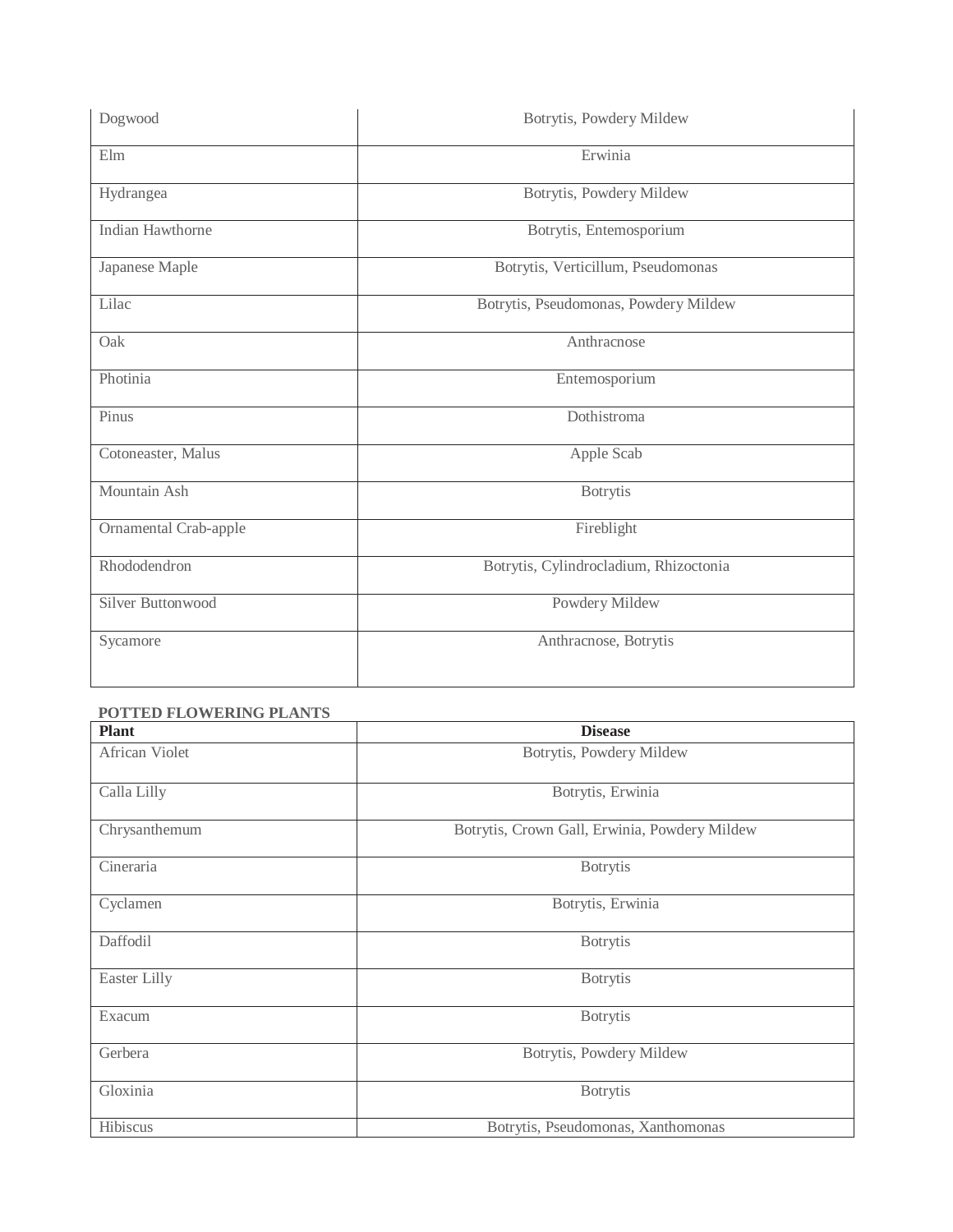| | |
|---|---|
| Dogwood | Botrytis, Powdery Mildew |
| Elm | Erwinia |
| Hydrangea | Botrytis, Powdery Mildew |
| Indian Hawthorne | Botrytis, Entemosporium |
| Japanese Maple | Botrytis, Verticillum, Pseudomonas |
| Lilac | Botrytis, Pseudomonas, Powdery Mildew |
| Oak | Anthracnose |
| Photinia | Entemosporium |
| Pinus | Dothistroma |
| Cotoneaster, Malus | Apple Scab |
| Mountain Ash | Botrytis |
| Ornamental Crab-apple | Fireblight |
| Rhododendron | Botrytis, Cylindrocladium, Rhizoctonia |
| Silver Buttonwood | Powdery Mildew |
| Sycamore | Anthracnose, Botrytis |

**POTTED FLOWERING PLANTS**

| Plant | Disease |
|---|---|
| African Violet | Botrytis, Powdery Mildew |
| Calla Lilly | Botrytis, Erwinia |
| Chrysanthemum | Botrytis, Crown Gall, Erwinia, Powdery Mildew |
| Cineraria | Botrytis |
| Cyclamen | Botrytis, Erwinia |
| Daffodil | Botrytis |
| Easter Lilly | Botrytis |
| Exacum | Botrytis |
| Gerbera | Botrytis, Powdery Mildew |
| Gloxinia | Botrytis |
| Hibiscus | Botrytis, Pseudomonas, Xanthomonas |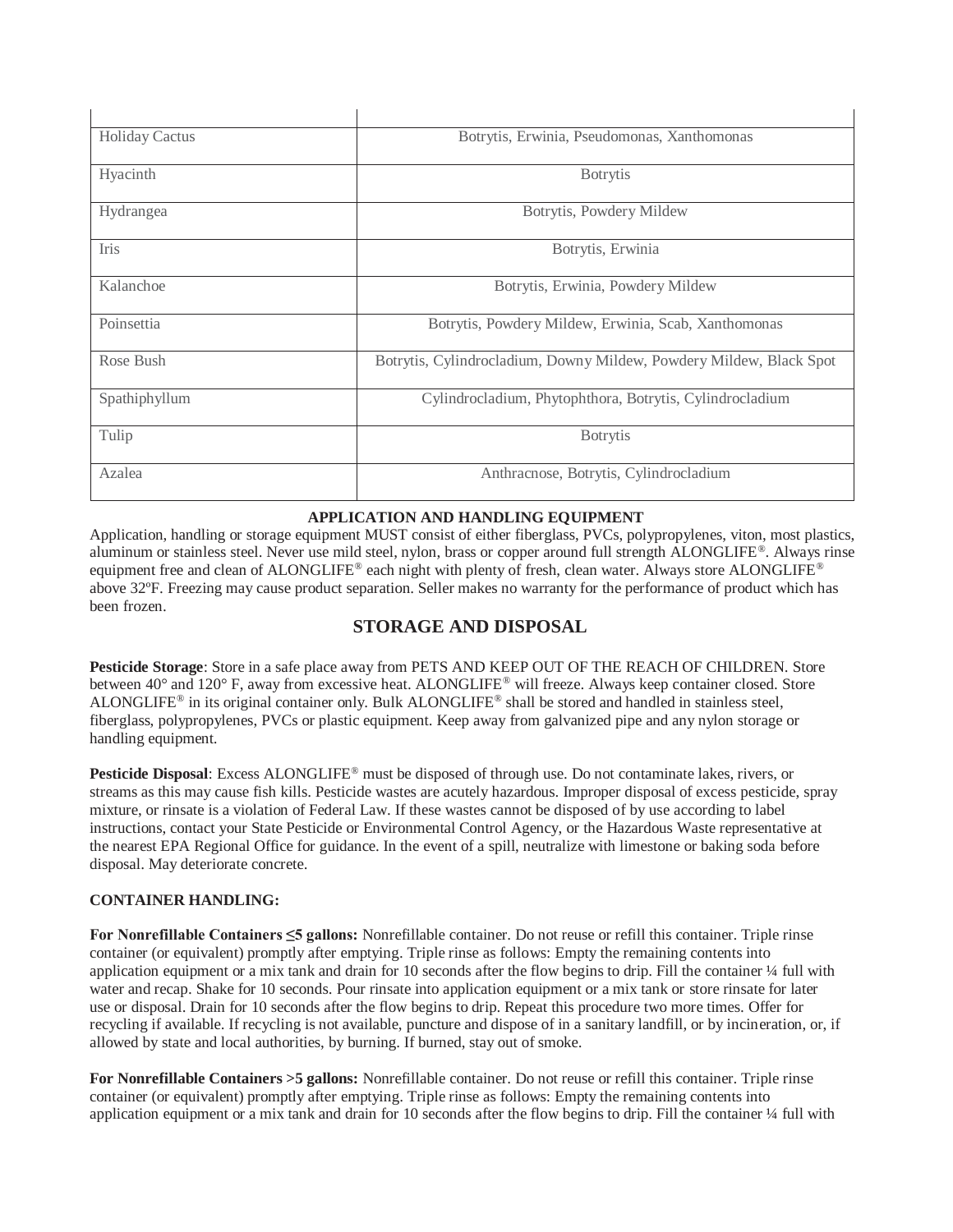| | |
|---|---|
| Holiday Cactus | Botrytis, Erwinia, Pseudomonas, Xanthomonas |
| Hyacinth | Botrytis |
| Hydrangea | Botrytis, Powdery Mildew |
| Iris | Botrytis, Erwinia |
| Kalanchoe | Botrytis, Erwinia, Powdery Mildew |
| Poinsettia | Botrytis, Powdery Mildew, Erwinia, Scab, Xanthomonas |
| Rose Bush | Botrytis, Cylindrocladium, Downy Mildew, Powdery Mildew, Black Spot |
| Spathiphyllum | Cylindrocladium, Phytophthora, Botrytis, Cylindrocladium |
| Tulip | Botrytis |
| Azalea | Anthracnose, Botrytis, Cylindrocladium |

**APPLICATION AND HANDLING EQUIPMENT**

Application, handling or storage equipment MUST consist of either fiberglass, PVCs, polypropylenes, viton, most plastics, aluminum or stainless steel. Never use mild steel, nylon, brass or copper around full strength ALONGLIFE®. Always rinse equipment free and clean of ALONGLIFE® each night with plenty of fresh, clean water. Always store ALONGLIFE® above 32ºF. Freezing may cause product separation. Seller makes no warranty for the performance of product which has been frozen.

## STORAGE AND DISPOSAL

**Pesticide Storage**: Store in a safe place away from PETS AND KEEP OUT OF THE REACH OF CHILDREN. Store between 40° and 120° F, away from excessive heat. ALONGLIFE® will freeze. Always keep container closed. Store ALONGLIFE® in its original container only. Bulk ALONGLIFE® shall be stored and handled in stainless steel, fiberglass, polypropylenes, PVCs or plastic equipment. Keep away from galvanized pipe and any nylon storage or handling equipment.

**Pesticide Disposal**: Excess ALONGLIFE® must be disposed of through use. Do not contaminate lakes, rivers, or streams as this may cause fish kills. Pesticide wastes are acutely hazardous. Improper disposal of excess pesticide, spray mixture, or rinsate is a violation of Federal Law. If these wastes cannot be disposed of by use according to label instructions, contact your State Pesticide or Environmental Control Agency, or the Hazardous Waste representative at the nearest EPA Regional Office for guidance. In the event of a spill, neutralize with limestone or baking soda before disposal. May deteriorate concrete.

**CONTAINER HANDLING:**

**For Nonrefillable Containers ≤5 gallons:** Nonrefillable container. Do not reuse or refill this container. Triple rinse container (or equivalent) promptly after emptying. Triple rinse as follows: Empty the remaining contents into application equipment or a mix tank and drain for 10 seconds after the flow begins to drip. Fill the container ¼ full with water and recap. Shake for 10 seconds. Pour rinsate into application equipment or a mix tank or store rinsate for later use or disposal. Drain for 10 seconds after the flow begins to drip. Repeat this procedure two more times. Offer for recycling if available. If recycling is not available, puncture and dispose of in a sanitary landfill, or by incineration, or, if allowed by state and local authorities, by burning. If burned, stay out of smoke.

**For Nonrefillable Containers >5 gallons:** Nonrefillable container. Do not reuse or refill this container. Triple rinse container (or equivalent) promptly after emptying. Triple rinse as follows: Empty the remaining contents into application equipment or a mix tank and drain for 10 seconds after the flow begins to drip. Fill the container ¼ full with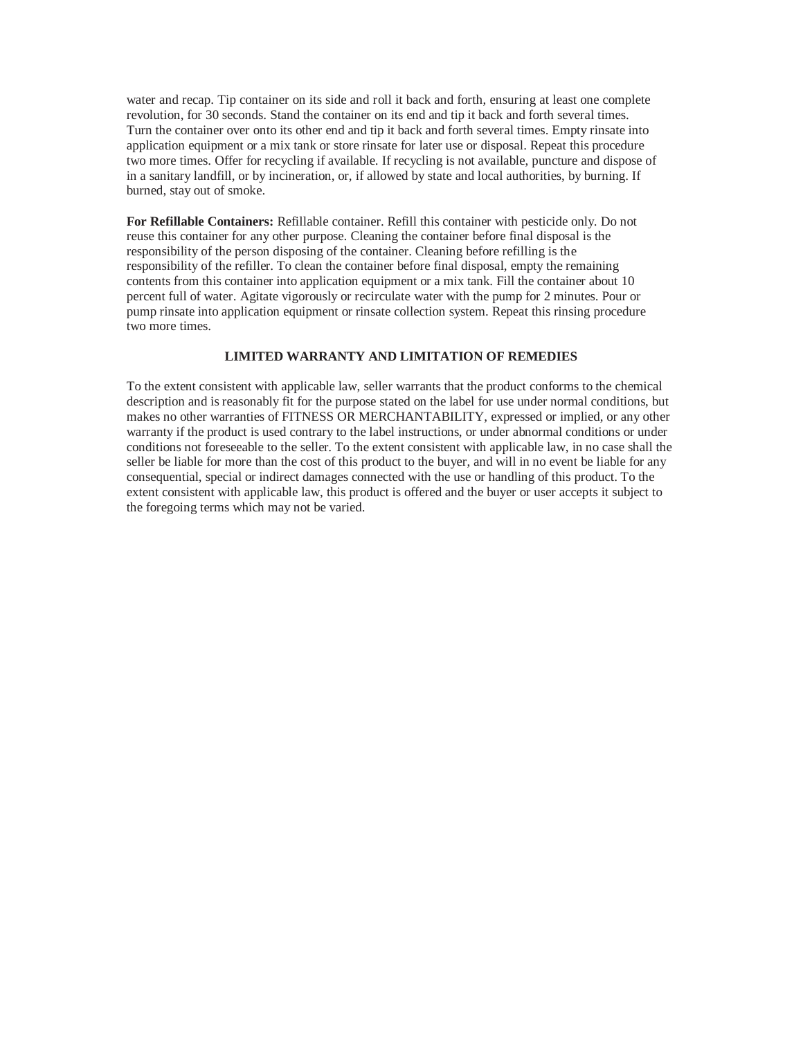water and recap. Tip container on its side and roll it back and forth, ensuring at least one complete revolution, for 30 seconds. Stand the container on its end and tip it back and forth several times. Turn the container over onto its other end and tip it back and forth several times. Empty rinsate into application equipment or a mix tank or store rinsate for later use or disposal. Repeat this procedure two more times. Offer for recycling if available. If recycling is not available, puncture and dispose of in a sanitary landfill, or by incineration, or, if allowed by state and local authorities, by burning. If burned, stay out of smoke.

**For Refillable Containers:** Refillable container. Refill this container with pesticide only. Do not reuse this container for any other purpose. Cleaning the container before final disposal is the responsibility of the person disposing of the container. Cleaning before refilling is the responsibility of the refiller. To clean the container before final disposal, empty the remaining contents from this container into application equipment or a mix tank. Fill the container about 10 percent full of water. Agitate vigorously or recirculate water with the pump for 2 minutes. Pour or pump rinsate into application equipment or rinsate collection system. Repeat this rinsing procedure two more times.

## LIMITED WARRANTY AND LIMITATION OF REMEDIES

To the extent consistent with applicable law, seller warrants that the product conforms to the chemical description and is reasonably fit for the purpose stated on the label for use under normal conditions, but makes no other warranties of FITNESS OR MERCHANTABILITY, expressed or implied, or any other warranty if the product is used contrary to the label instructions, or under abnormal conditions or under conditions not foreseeable to the seller. To the extent consistent with applicable law, in no case shall the seller be liable for more than the cost of this product to the buyer, and will in no event be liable for any consequential, special or indirect damages connected with the use or handling of this product. To the extent consistent with applicable law, this product is offered and the buyer or user accepts it subject to the foregoing terms which may not be varied.